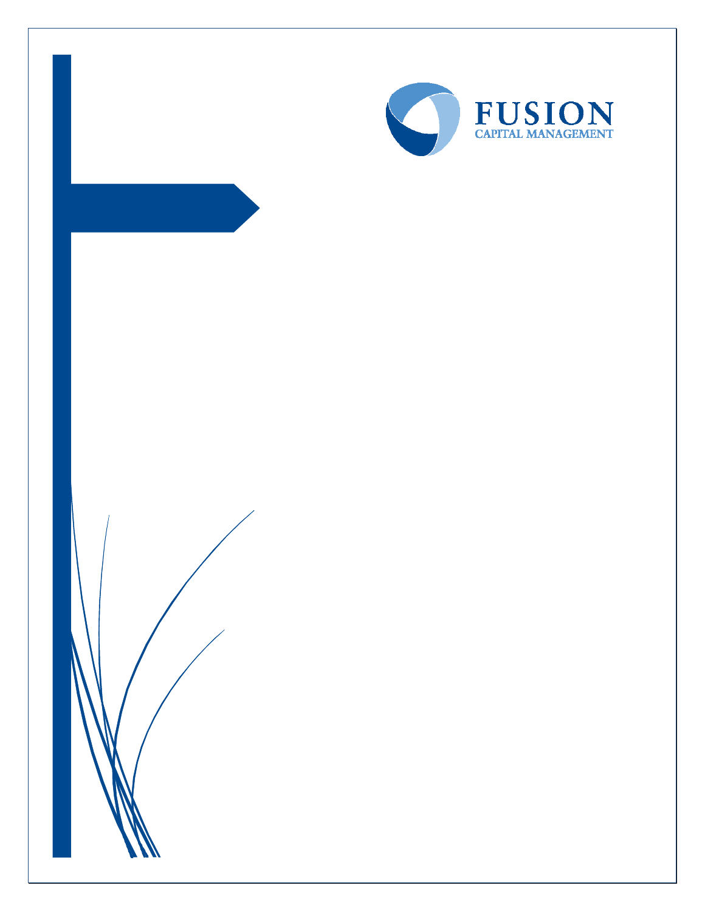FUSION
CAPITAL MANAGEMENT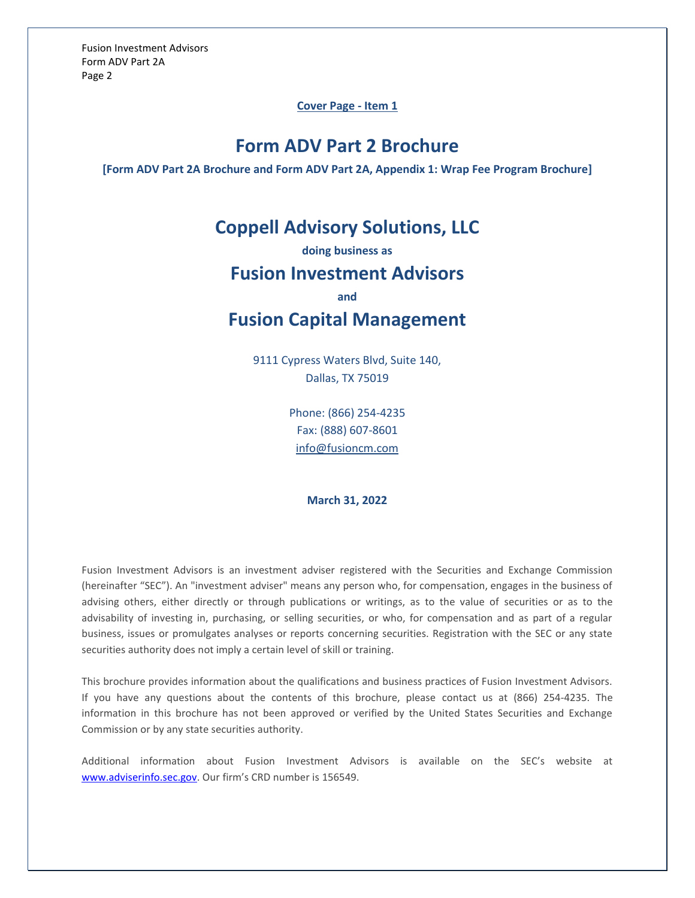**Cover Page - Item 1**

# Form ADV Part 2 Brochure

**[Form ADV Part 2A Brochure and Form ADV Part 2A, Appendix 1: Wrap Fee Program Brochure]**

## Coppell Advisory Solutions, LLC

**doing business as**

## Fusion Investment Advisors

**and**

## Fusion Capital Management

9111 Cypress Waters Blvd, Suite 140,
Dallas, TX 75019

Phone: (866) 254-4235
Fax: (888) 607-8601
info@fusioncm.com

**March 31, 2022**

Fusion Investment Advisors is an investment adviser registered with the Securities and Exchange Commission (hereinafter "SEC"). An "investment adviser" means any person who, for compensation, engages in the business of advising others, either directly or through publications or writings, as to the value of securities or as to the advisability of investing in, purchasing, or selling securities, or who, for compensation and as part of a regular business, issues or promulgates analyses or reports concerning securities. Registration with the SEC or any state securities authority does not imply a certain level of skill or training.

This brochure provides information about the qualifications and business practices of Fusion Investment Advisors. If you have any questions about the contents of this brochure, please contact us at (866) 254-4235. The information in this brochure has not been approved or verified by the United States Securities and Exchange Commission or by any state securities authority.

Additional information about Fusion Investment Advisors is available on the SEC's website at www.adviserinfo.sec.gov. Our firm's CRD number is 156549.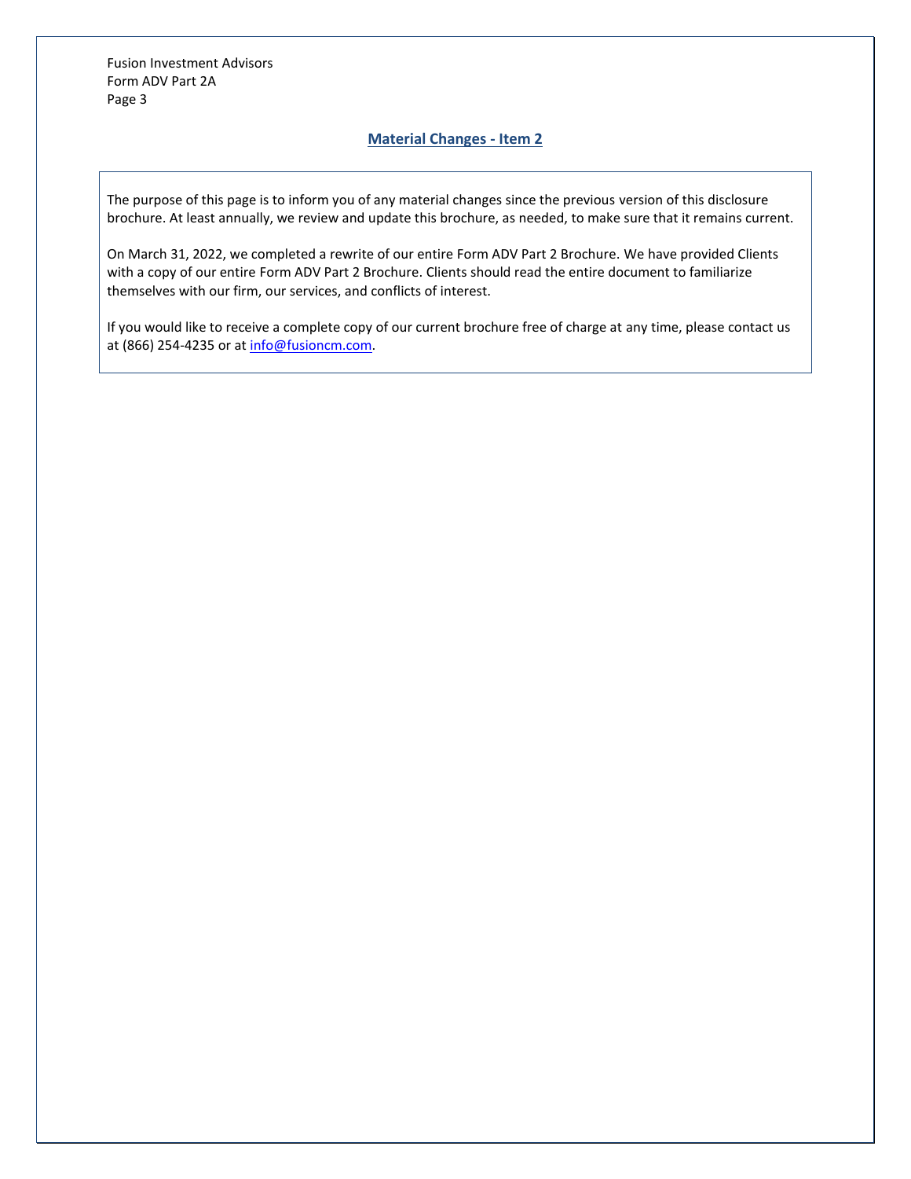## Material Changes - Item 2

The purpose of this page is to inform you of any material changes since the previous version of this disclosure brochure. At least annually, we review and update this brochure, as needed, to make sure that it remains current.

On March 31, 2022, we completed a rewrite of our entire Form ADV Part 2 Brochure. We have provided Clients with a copy of our entire Form ADV Part 2 Brochure. Clients should read the entire document to familiarize themselves with our firm, our services, and conflicts of interest.

If you would like to receive a complete copy of our current brochure free of charge at any time, please contact us at (866) 254-4235 or at info@fusioncm.com.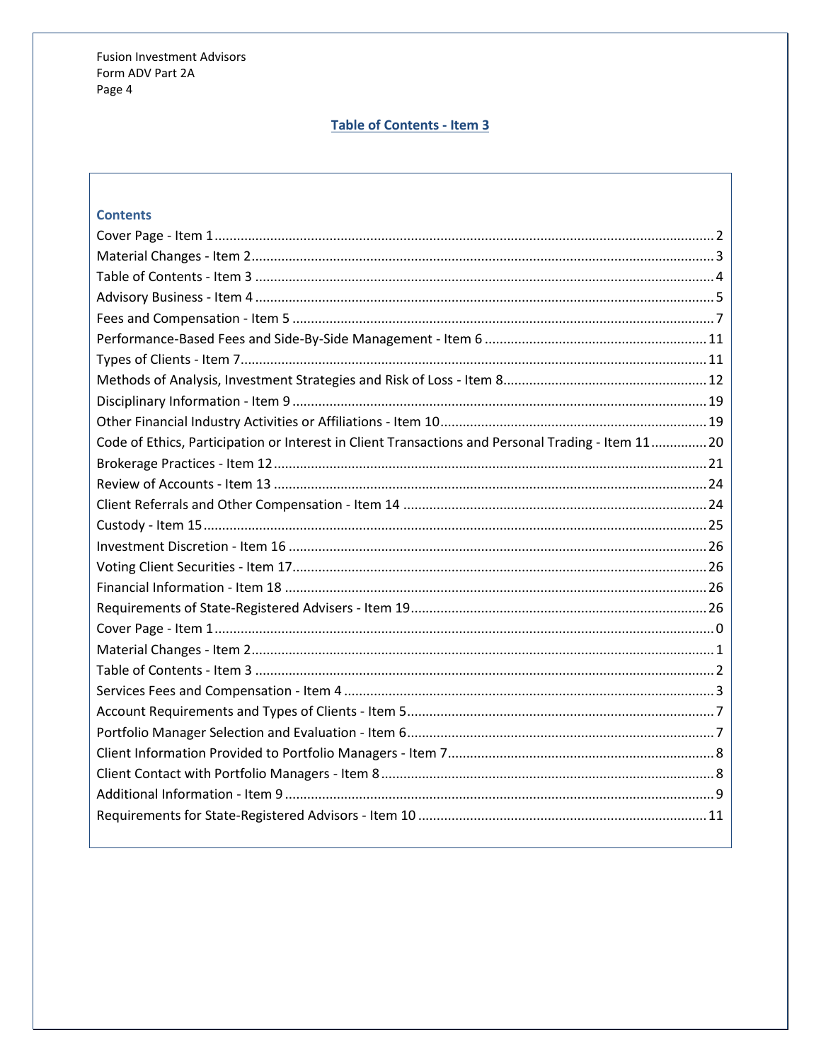## Table of Contents - Item 3

### Contents

Cover Page - Item 1 .......... 2
Material Changes - Item 2 .......... 3
Table of Contents - Item 3 .......... 4
Advisory Business - Item 4 .......... 5
Fees and Compensation - Item 5 .......... 7
Performance-Based Fees and Side-By-Side Management - Item 6 .......... 11
Types of Clients - Item 7 .......... 11
Methods of Analysis, Investment Strategies and Risk of Loss - Item 8 .......... 12
Disciplinary Information - Item 9 .......... 19
Other Financial Industry Activities or Affiliations - Item 10 .......... 19
Code of Ethics, Participation or Interest in Client Transactions and Personal Trading - Item 11 .......... 20
Brokerage Practices - Item 12 .......... 21
Review of Accounts - Item 13 .......... 24
Client Referrals and Other Compensation - Item 14 .......... 24
Custody - Item 15 .......... 25
Investment Discretion - Item 16 .......... 26
Voting Client Securities - Item 17 .......... 26
Financial Information - Item 18 .......... 26
Requirements of State-Registered Advisers - Item 19 .......... 26
Cover Page - Item 1 .......... 0
Material Changes - Item 2 .......... 1
Table of Contents - Item 3 .......... 2
Services Fees and Compensation - Item 4 .......... 3
Account Requirements and Types of Clients - Item 5 .......... 7
Portfolio Manager Selection and Evaluation - Item 6 .......... 7
Client Information Provided to Portfolio Managers - Item 7 .......... 8
Client Contact with Portfolio Managers - Item 8 .......... 8
Additional Information - Item 9 .......... 9
Requirements for State-Registered Advisors - Item 10 .......... 11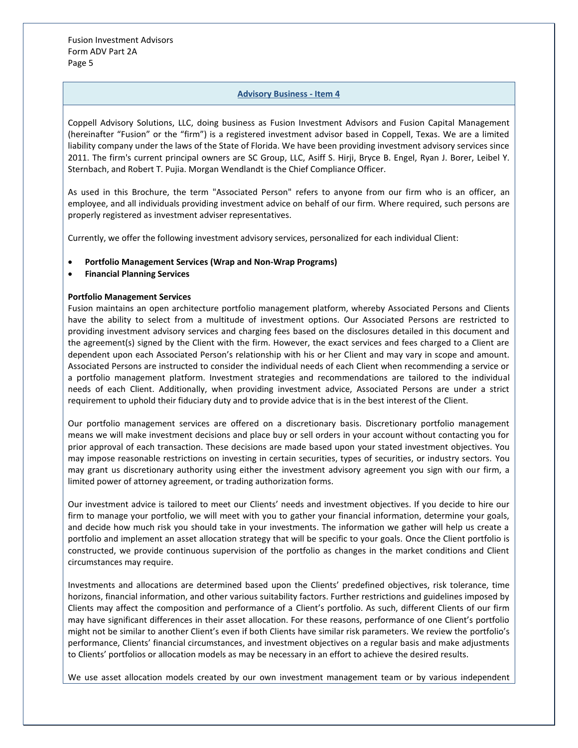## Advisory Business - Item 4

Coppell Advisory Solutions, LLC, doing business as Fusion Investment Advisors and Fusion Capital Management (hereinafter "Fusion" or the "firm") is a registered investment advisor based in Coppell, Texas. We are a limited liability company under the laws of the State of Florida. We have been providing investment advisory services since 2011. The firm's current principal owners are SC Group, LLC, Asiff S. Hirji, Bryce B. Engel, Ryan J. Borer, Leibel Y. Sternbach, and Robert T. Pujia. Morgan Wendlandt is the Chief Compliance Officer.

As used in this Brochure, the term "Associated Person" refers to anyone from our firm who is an officer, an employee, and all individuals providing investment advice on behalf of our firm. Where required, such persons are properly registered as investment adviser representatives.

Currently, we offer the following investment advisory services, personalized for each individual Client:

- **Portfolio Management Services (Wrap and Non-Wrap Programs)**
- **Financial Planning Services**

**Portfolio Management Services**

Fusion maintains an open architecture portfolio management platform, whereby Associated Persons and Clients have the ability to select from a multitude of investment options. Our Associated Persons are restricted to providing investment advisory services and charging fees based on the disclosures detailed in this document and the agreement(s) signed by the Client with the firm. However, the exact services and fees charged to a Client are dependent upon each Associated Person's relationship with his or her Client and may vary in scope and amount. Associated Persons are instructed to consider the individual needs of each Client when recommending a service or a portfolio management platform. Investment strategies and recommendations are tailored to the individual needs of each Client. Additionally, when providing investment advice, Associated Persons are under a strict requirement to uphold their fiduciary duty and to provide advice that is in the best interest of the Client.

Our portfolio management services are offered on a discretionary basis. Discretionary portfolio management means we will make investment decisions and place buy or sell orders in your account without contacting you for prior approval of each transaction. These decisions are made based upon your stated investment objectives. You may impose reasonable restrictions on investing in certain securities, types of securities, or industry sectors. You may grant us discretionary authority using either the investment advisory agreement you sign with our firm, a limited power of attorney agreement, or trading authorization forms.

Our investment advice is tailored to meet our Clients' needs and investment objectives. If you decide to hire our firm to manage your portfolio, we will meet with you to gather your financial information, determine your goals, and decide how much risk you should take in your investments. The information we gather will help us create a portfolio and implement an asset allocation strategy that will be specific to your goals. Once the Client portfolio is constructed, we provide continuous supervision of the portfolio as changes in the market conditions and Client circumstances may require.

Investments and allocations are determined based upon the Clients' predefined objectives, risk tolerance, time horizons, financial information, and other various suitability factors. Further restrictions and guidelines imposed by Clients may affect the composition and performance of a Client's portfolio. As such, different Clients of our firm may have significant differences in their asset allocation. For these reasons, performance of one Client's portfolio might not be similar to another Client's even if both Clients have similar risk parameters. We review the portfolio's performance, Clients' financial circumstances, and investment objectives on a regular basis and make adjustments to Clients' portfolios or allocation models as may be necessary in an effort to achieve the desired results.

We use asset allocation models created by our own investment management team or by various independent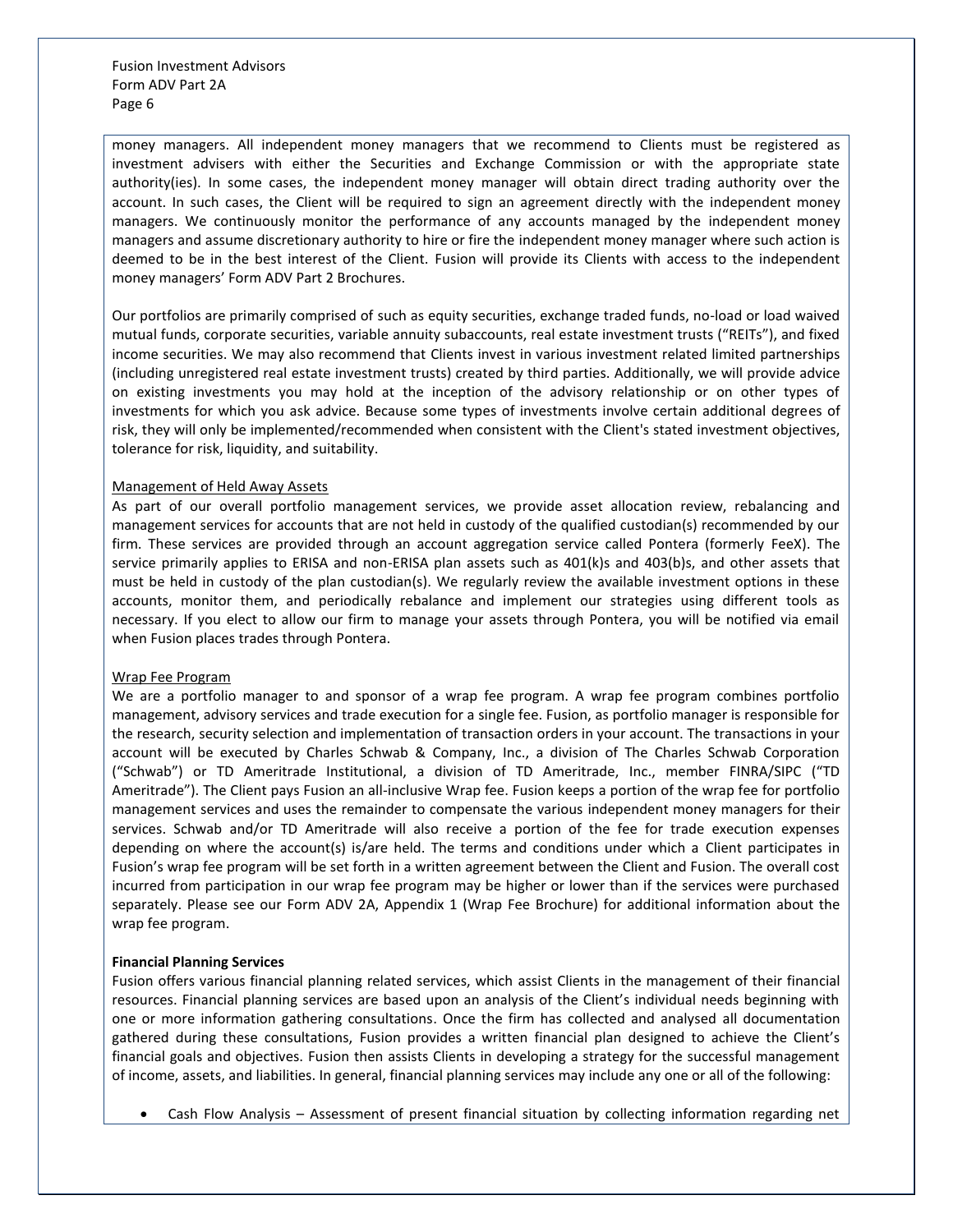money managers. All independent money managers that we recommend to Clients must be registered as investment advisers with either the Securities and Exchange Commission or with the appropriate state authority(ies). In some cases, the independent money manager will obtain direct trading authority over the account. In such cases, the Client will be required to sign an agreement directly with the independent money managers. We continuously monitor the performance of any accounts managed by the independent money managers and assume discretionary authority to hire or fire the independent money manager where such action is deemed to be in the best interest of the Client. Fusion will provide its Clients with access to the independent money managers' Form ADV Part 2 Brochures.

Our portfolios are primarily comprised of such as equity securities, exchange traded funds, no-load or load waived mutual funds, corporate securities, variable annuity subaccounts, real estate investment trusts ("REITs"), and fixed income securities. We may also recommend that Clients invest in various investment related limited partnerships (including unregistered real estate investment trusts) created by third parties. Additionally, we will provide advice on existing investments you may hold at the inception of the advisory relationship or on other types of investments for which you ask advice. Because some types of investments involve certain additional degrees of risk, they will only be implemented/recommended when consistent with the Client's stated investment objectives, tolerance for risk, liquidity, and suitability.

Management of Held Away Assets

As part of our overall portfolio management services, we provide asset allocation review, rebalancing and management services for accounts that are not held in custody of the qualified custodian(s) recommended by our firm. These services are provided through an account aggregation service called Pontera (formerly FeeX). The service primarily applies to ERISA and non-ERISA plan assets such as 401(k)s and 403(b)s, and other assets that must be held in custody of the plan custodian(s). We regularly review the available investment options in these accounts, monitor them, and periodically rebalance and implement our strategies using different tools as necessary. If you elect to allow our firm to manage your assets through Pontera, you will be notified via email when Fusion places trades through Pontera.

Wrap Fee Program

We are a portfolio manager to and sponsor of a wrap fee program. A wrap fee program combines portfolio management, advisory services and trade execution for a single fee. Fusion, as portfolio manager is responsible for the research, security selection and implementation of transaction orders in your account. The transactions in your account will be executed by Charles Schwab & Company, Inc., a division of The Charles Schwab Corporation ("Schwab") or TD Ameritrade Institutional, a division of TD Ameritrade, Inc., member FINRA/SIPC ("TD Ameritrade"). The Client pays Fusion an all-inclusive Wrap fee. Fusion keeps a portion of the wrap fee for portfolio management services and uses the remainder to compensate the various independent money managers for their services. Schwab and/or TD Ameritrade will also receive a portion of the fee for trade execution expenses depending on where the account(s) is/are held. The terms and conditions under which a Client participates in Fusion's wrap fee program will be set forth in a written agreement between the Client and Fusion. The overall cost incurred from participation in our wrap fee program may be higher or lower than if the services were purchased separately. Please see our Form ADV 2A, Appendix 1 (Wrap Fee Brochure) for additional information about the wrap fee program.

**Financial Planning Services**

Fusion offers various financial planning related services, which assist Clients in the management of their financial resources. Financial planning services are based upon an analysis of the Client's individual needs beginning with one or more information gathering consultations. Once the firm has collected and analysed all documentation gathered during these consultations, Fusion provides a written financial plan designed to achieve the Client's financial goals and objectives. Fusion then assists Clients in developing a strategy for the successful management of income, assets, and liabilities. In general, financial planning services may include any one or all of the following:

- Cash Flow Analysis – Assessment of present financial situation by collecting information regarding net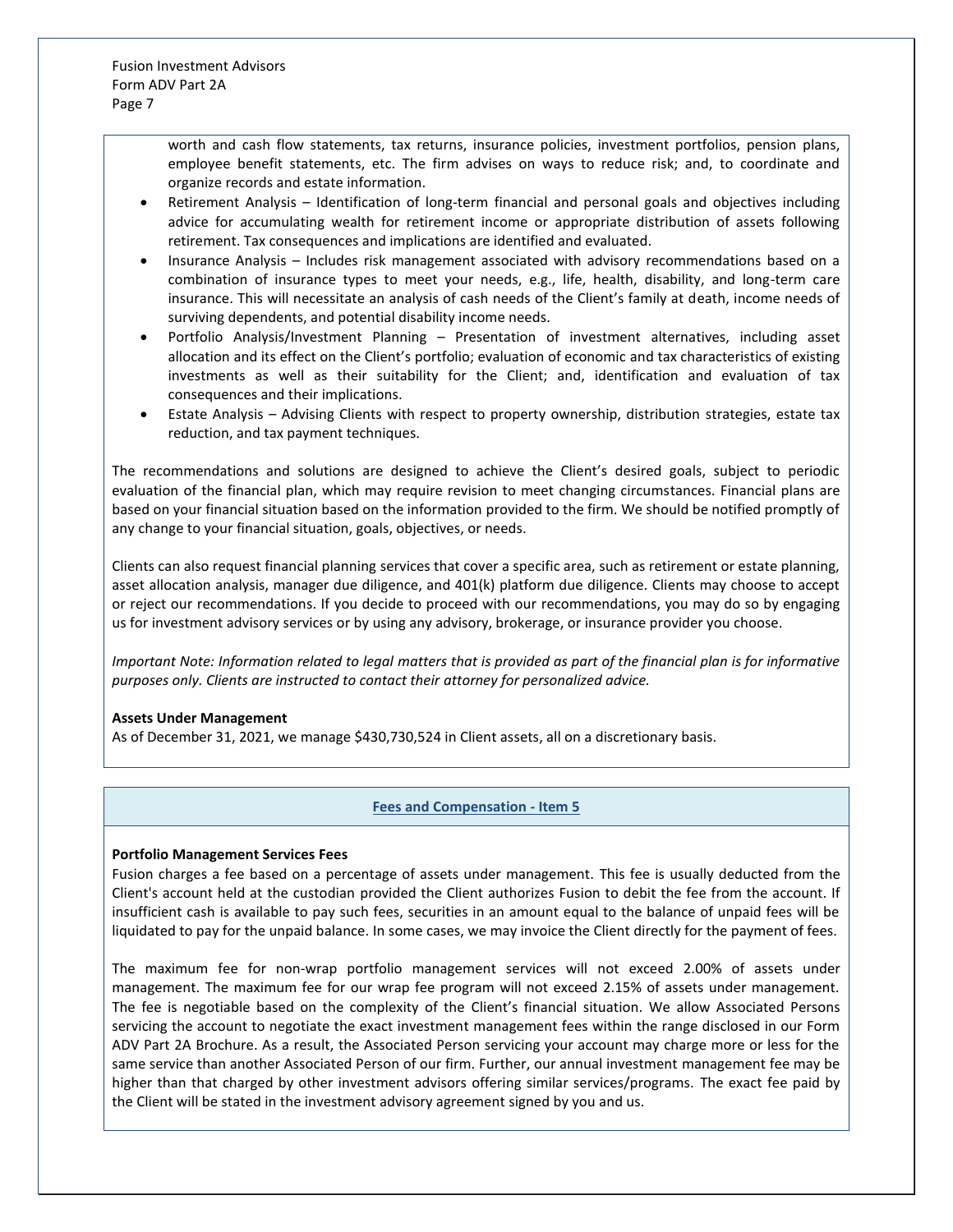worth and cash flow statements, tax returns, insurance policies, investment portfolios, pension plans, employee benefit statements, etc. The firm advises on ways to reduce risk; and, to coordinate and organize records and estate information.

- Retirement Analysis – Identification of long-term financial and personal goals and objectives including advice for accumulating wealth for retirement income or appropriate distribution of assets following retirement. Tax consequences and implications are identified and evaluated.
- Insurance Analysis – Includes risk management associated with advisory recommendations based on a combination of insurance types to meet your needs, e.g., life, health, disability, and long-term care insurance. This will necessitate an analysis of cash needs of the Client's family at death, income needs of surviving dependents, and potential disability income needs.
- Portfolio Analysis/Investment Planning – Presentation of investment alternatives, including asset allocation and its effect on the Client's portfolio; evaluation of economic and tax characteristics of existing investments as well as their suitability for the Client; and, identification and evaluation of tax consequences and their implications.
- Estate Analysis – Advising Clients with respect to property ownership, distribution strategies, estate tax reduction, and tax payment techniques.

The recommendations and solutions are designed to achieve the Client's desired goals, subject to periodic evaluation of the financial plan, which may require revision to meet changing circumstances. Financial plans are based on your financial situation based on the information provided to the firm. We should be notified promptly of any change to your financial situation, goals, objectives, or needs.

Clients can also request financial planning services that cover a specific area, such as retirement or estate planning, asset allocation analysis, manager due diligence, and 401(k) platform due diligence. Clients may choose to accept or reject our recommendations. If you decide to proceed with our recommendations, you may do so by engaging us for investment advisory services or by using any advisory, brokerage, or insurance provider you choose.

*Important Note: Information related to legal matters that is provided as part of the financial plan is for informative purposes only. Clients are instructed to contact their attorney for personalized advice.*

**Assets Under Management**

As of December 31, 2021, we manage $430,730,524 in Client assets, all on a discretionary basis.

## Fees and Compensation - Item 5

**Portfolio Management Services Fees**

Fusion charges a fee based on a percentage of assets under management. This fee is usually deducted from the Client's account held at the custodian provided the Client authorizes Fusion to debit the fee from the account. If insufficient cash is available to pay such fees, securities in an amount equal to the balance of unpaid fees will be liquidated to pay for the unpaid balance. In some cases, we may invoice the Client directly for the payment of fees.

The maximum fee for non-wrap portfolio management services will not exceed 2.00% of assets under management. The maximum fee for our wrap fee program will not exceed 2.15% of assets under management. The fee is negotiable based on the complexity of the Client's financial situation. We allow Associated Persons servicing the account to negotiate the exact investment management fees within the range disclosed in our Form ADV Part 2A Brochure. As a result, the Associated Person servicing your account may charge more or less for the same service than another Associated Person of our firm. Further, our annual investment management fee may be higher than that charged by other investment advisors offering similar services/programs. The exact fee paid by the Client will be stated in the investment advisory agreement signed by you and us.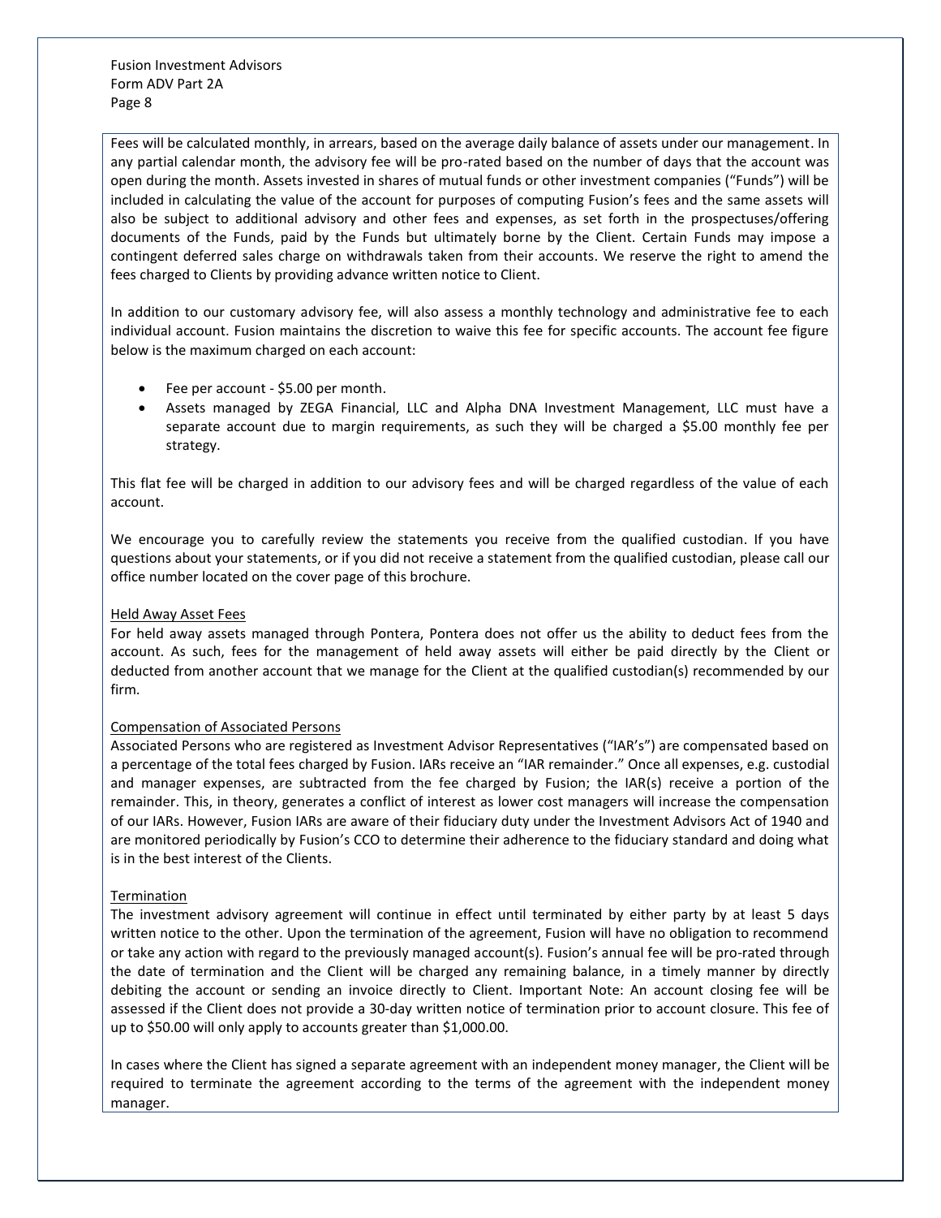Fees will be calculated monthly, in arrears, based on the average daily balance of assets under our management. In any partial calendar month, the advisory fee will be pro-rated based on the number of days that the account was open during the month. Assets invested in shares of mutual funds or other investment companies ("Funds") will be included in calculating the value of the account for purposes of computing Fusion's fees and the same assets will also be subject to additional advisory and other fees and expenses, as set forth in the prospectuses/offering documents of the Funds, paid by the Funds but ultimately borne by the Client. Certain Funds may impose a contingent deferred sales charge on withdrawals taken from their accounts. We reserve the right to amend the fees charged to Clients by providing advance written notice to Client.

In addition to our customary advisory fee, will also assess a monthly technology and administrative fee to each individual account. Fusion maintains the discretion to waive this fee for specific accounts. The account fee figure below is the maximum charged on each account:

- Fee per account - $5.00 per month.
- Assets managed by ZEGA Financial, LLC and Alpha DNA Investment Management, LLC must have a separate account due to margin requirements, as such they will be charged a $5.00 monthly fee per strategy.

This flat fee will be charged in addition to our advisory fees and will be charged regardless of the value of each account.

We encourage you to carefully review the statements you receive from the qualified custodian. If you have questions about your statements, or if you did not receive a statement from the qualified custodian, please call our office number located on the cover page of this brochure.

<u>Held Away Asset Fees</u>

For held away assets managed through Pontera, Pontera does not offer us the ability to deduct fees from the account. As such, fees for the management of held away assets will either be paid directly by the Client or deducted from another account that we manage for the Client at the qualified custodian(s) recommended by our firm.

<u>Compensation of Associated Persons</u>

Associated Persons who are registered as Investment Advisor Representatives ("IAR's") are compensated based on a percentage of the total fees charged by Fusion. IARs receive an "IAR remainder." Once all expenses, e.g. custodial and manager expenses, are subtracted from the fee charged by Fusion; the IAR(s) receive a portion of the remainder. This, in theory, generates a conflict of interest as lower cost managers will increase the compensation of our IARs. However, Fusion IARs are aware of their fiduciary duty under the Investment Advisors Act of 1940 and are monitored periodically by Fusion's CCO to determine their adherence to the fiduciary standard and doing what is in the best interest of the Clients.

<u>Termination</u>

The investment advisory agreement will continue in effect until terminated by either party by at least 5 days written notice to the other. Upon the termination of the agreement, Fusion will have no obligation to recommend or take any action with regard to the previously managed account(s). Fusion's annual fee will be pro-rated through the date of termination and the Client will be charged any remaining balance, in a timely manner by directly debiting the account or sending an invoice directly to Client. Important Note: An account closing fee will be assessed if the Client does not provide a 30-day written notice of termination prior to account closure. This fee of up to $50.00 will only apply to accounts greater than $1,000.00.

In cases where the Client has signed a separate agreement with an independent money manager, the Client will be required to terminate the agreement according to the terms of the agreement with the independent money manager.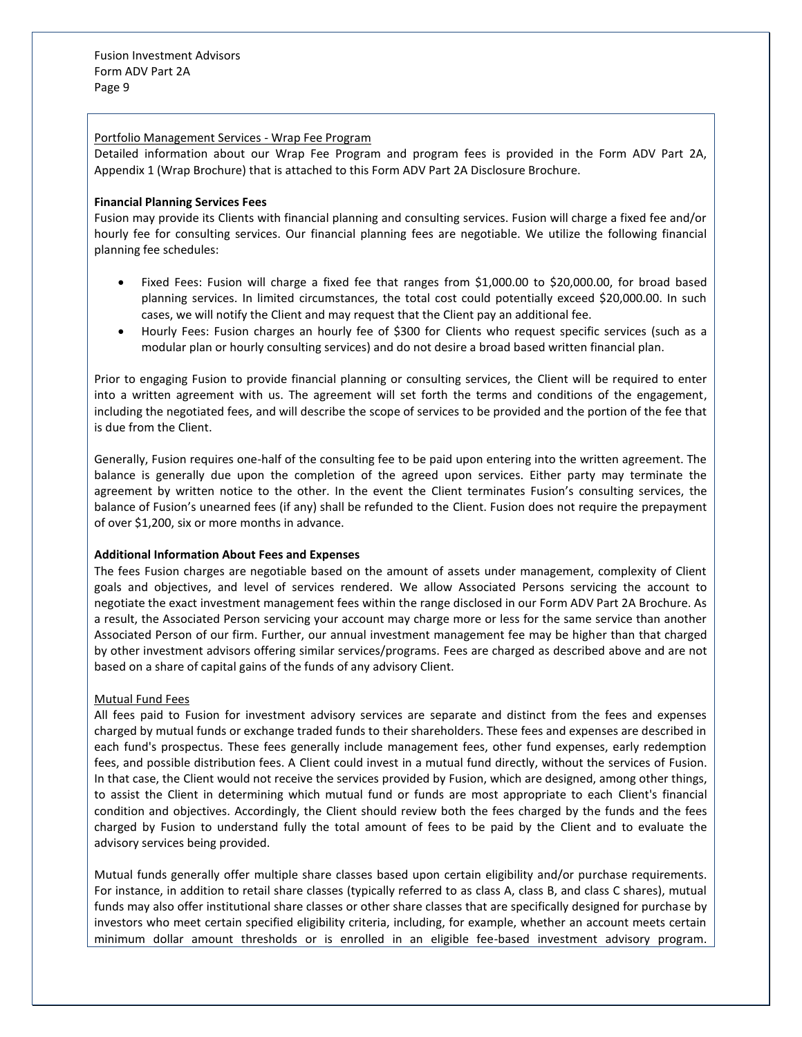Portfolio Management Services - Wrap Fee Program

Detailed information about our Wrap Fee Program and program fees is provided in the Form ADV Part 2A, Appendix 1 (Wrap Brochure) that is attached to this Form ADV Part 2A Disclosure Brochure.

**Financial Planning Services Fees**

Fusion may provide its Clients with financial planning and consulting services. Fusion will charge a fixed fee and/or hourly fee for consulting services. Our financial planning fees are negotiable. We utilize the following financial planning fee schedules:

- Fixed Fees: Fusion will charge a fixed fee that ranges from $1,000.00 to $20,000.00, for broad based planning services. In limited circumstances, the total cost could potentially exceed $20,000.00. In such cases, we will notify the Client and may request that the Client pay an additional fee.
- Hourly Fees: Fusion charges an hourly fee of $300 for Clients who request specific services (such as a modular plan or hourly consulting services) and do not desire a broad based written financial plan.

Prior to engaging Fusion to provide financial planning or consulting services, the Client will be required to enter into a written agreement with us. The agreement will set forth the terms and conditions of the engagement, including the negotiated fees, and will describe the scope of services to be provided and the portion of the fee that is due from the Client.

Generally, Fusion requires one-half of the consulting fee to be paid upon entering into the written agreement. The balance is generally due upon the completion of the agreed upon services. Either party may terminate the agreement by written notice to the other. In the event the Client terminates Fusion's consulting services, the balance of Fusion's unearned fees (if any) shall be refunded to the Client. Fusion does not require the prepayment of over $1,200, six or more months in advance.

**Additional Information About Fees and Expenses**

The fees Fusion charges are negotiable based on the amount of assets under management, complexity of Client goals and objectives, and level of services rendered. We allow Associated Persons servicing the account to negotiate the exact investment management fees within the range disclosed in our Form ADV Part 2A Brochure. As a result, the Associated Person servicing your account may charge more or less for the same service than another Associated Person of our firm. Further, our annual investment management fee may be higher than that charged by other investment advisors offering similar services/programs. Fees are charged as described above and are not based on a share of capital gains of the funds of any advisory Client.

Mutual Fund Fees

All fees paid to Fusion for investment advisory services are separate and distinct from the fees and expenses charged by mutual funds or exchange traded funds to their shareholders. These fees and expenses are described in each fund's prospectus. These fees generally include management fees, other fund expenses, early redemption fees, and possible distribution fees. A Client could invest in a mutual fund directly, without the services of Fusion. In that case, the Client would not receive the services provided by Fusion, which are designed, among other things, to assist the Client in determining which mutual fund or funds are most appropriate to each Client's financial condition and objectives. Accordingly, the Client should review both the fees charged by the funds and the fees charged by Fusion to understand fully the total amount of fees to be paid by the Client and to evaluate the advisory services being provided.

Mutual funds generally offer multiple share classes based upon certain eligibility and/or purchase requirements. For instance, in addition to retail share classes (typically referred to as class A, class B, and class C shares), mutual funds may also offer institutional share classes or other share classes that are specifically designed for purchase by investors who meet certain specified eligibility criteria, including, for example, whether an account meets certain minimum dollar amount thresholds or is enrolled in an eligible fee-based investment advisory program.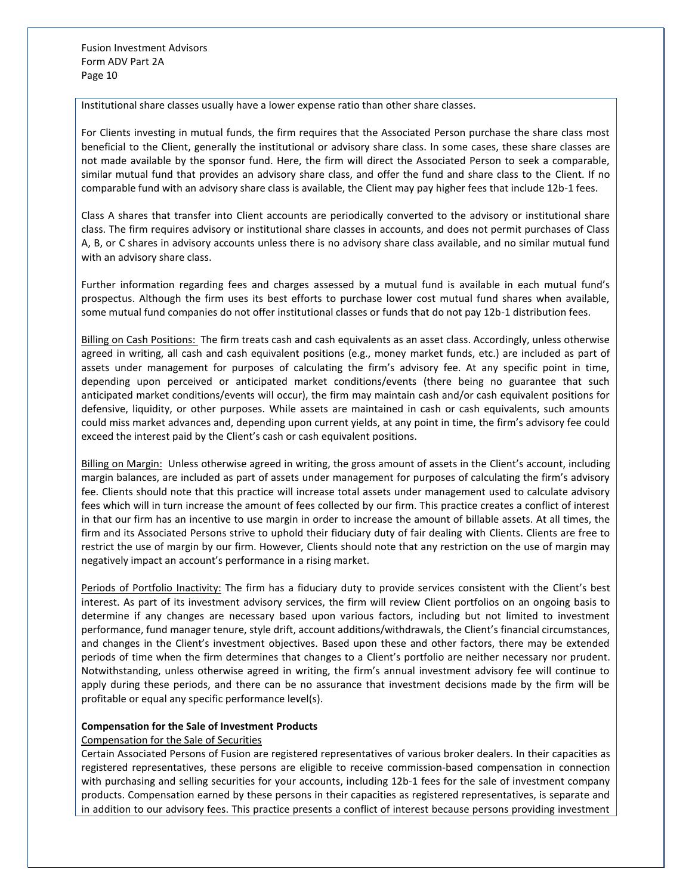Institutional share classes usually have a lower expense ratio than other share classes.

For Clients investing in mutual funds, the firm requires that the Associated Person purchase the share class most beneficial to the Client, generally the institutional or advisory share class. In some cases, these share classes are not made available by the sponsor fund. Here, the firm will direct the Associated Person to seek a comparable, similar mutual fund that provides an advisory share class, and offer the fund and share class to the Client. If no comparable fund with an advisory share class is available, the Client may pay higher fees that include 12b-1 fees.

Class A shares that transfer into Client accounts are periodically converted to the advisory or institutional share class. The firm requires advisory or institutional share classes in accounts, and does not permit purchases of Class A, B, or C shares in advisory accounts unless there is no advisory share class available, and no similar mutual fund with an advisory share class.

Further information regarding fees and charges assessed by a mutual fund is available in each mutual fund's prospectus. Although the firm uses its best efforts to purchase lower cost mutual fund shares when available, some mutual fund companies do not offer institutional classes or funds that do not pay 12b-1 distribution fees.

<u>Billing on Cash Positions:</u> The firm treats cash and cash equivalents as an asset class. Accordingly, unless otherwise agreed in writing, all cash and cash equivalent positions (e.g., money market funds, etc.) are included as part of assets under management for purposes of calculating the firm's advisory fee. At any specific point in time, depending upon perceived or anticipated market conditions/events (there being no guarantee that such anticipated market conditions/events will occur), the firm may maintain cash and/or cash equivalent positions for defensive, liquidity, or other purposes. While assets are maintained in cash or cash equivalents, such amounts could miss market advances and, depending upon current yields, at any point in time, the firm's advisory fee could exceed the interest paid by the Client's cash or cash equivalent positions.

<u>Billing on Margin:</u> Unless otherwise agreed in writing, the gross amount of assets in the Client's account, including margin balances, are included as part of assets under management for purposes of calculating the firm's advisory fee. Clients should note that this practice will increase total assets under management used to calculate advisory fees which will in turn increase the amount of fees collected by our firm. This practice creates a conflict of interest in that our firm has an incentive to use margin in order to increase the amount of billable assets. At all times, the firm and its Associated Persons strive to uphold their fiduciary duty of fair dealing with Clients. Clients are free to restrict the use of margin by our firm. However, Clients should note that any restriction on the use of margin may negatively impact an account's performance in a rising market.

<u>Periods of Portfolio Inactivity:</u> The firm has a fiduciary duty to provide services consistent with the Client's best interest. As part of its investment advisory services, the firm will review Client portfolios on an ongoing basis to determine if any changes are necessary based upon various factors, including but not limited to investment performance, fund manager tenure, style drift, account additions/withdrawals, the Client's financial circumstances, and changes in the Client's investment objectives. Based upon these and other factors, there may be extended periods of time when the firm determines that changes to a Client's portfolio are neither necessary nor prudent. Notwithstanding, unless otherwise agreed in writing, the firm's annual investment advisory fee will continue to apply during these periods, and there can be no assurance that investment decisions made by the firm will be profitable or equal any specific performance level(s).

**Compensation for the Sale of Investment Products**

<u>Compensation for the Sale of Securities</u>

Certain Associated Persons of Fusion are registered representatives of various broker dealers. In their capacities as registered representatives, these persons are eligible to receive commission-based compensation in connection with purchasing and selling securities for your accounts, including 12b-1 fees for the sale of investment company products. Compensation earned by these persons in their capacities as registered representatives, is separate and in addition to our advisory fees. This practice presents a conflict of interest because persons providing investment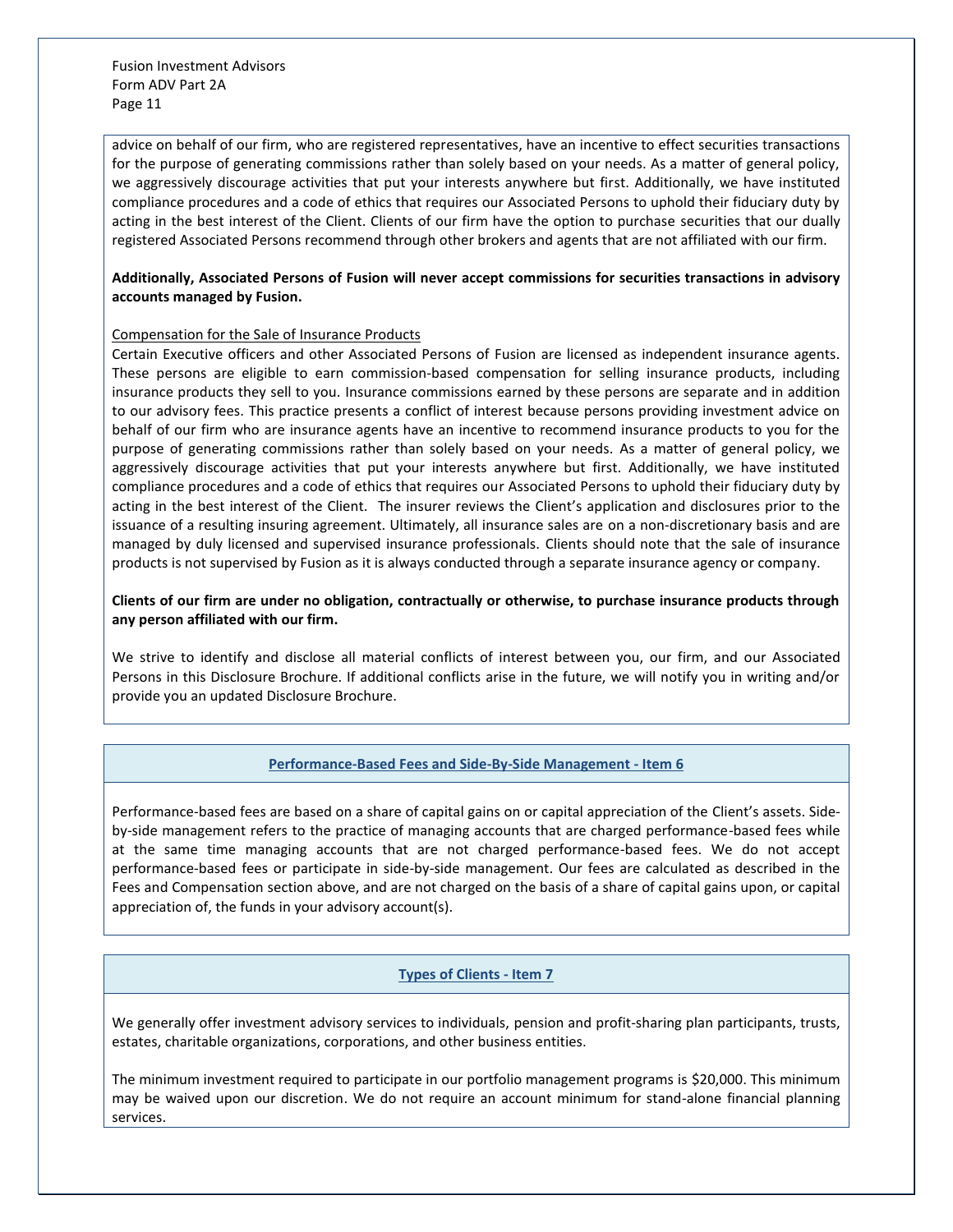advice on behalf of our firm, who are registered representatives, have an incentive to effect securities transactions for the purpose of generating commissions rather than solely based on your needs. As a matter of general policy, we aggressively discourage activities that put your interests anywhere but first. Additionally, we have instituted compliance procedures and a code of ethics that requires our Associated Persons to uphold their fiduciary duty by acting in the best interest of the Client. Clients of our firm have the option to purchase securities that our dually registered Associated Persons recommend through other brokers and agents that are not affiliated with our firm.

**Additionally, Associated Persons of Fusion will never accept commissions for securities transactions in advisory accounts managed by Fusion.**

Compensation for the Sale of Insurance Products

Certain Executive officers and other Associated Persons of Fusion are licensed as independent insurance agents. These persons are eligible to earn commission-based compensation for selling insurance products, including insurance products they sell to you. Insurance commissions earned by these persons are separate and in addition to our advisory fees. This practice presents a conflict of interest because persons providing investment advice on behalf of our firm who are insurance agents have an incentive to recommend insurance products to you for the purpose of generating commissions rather than solely based on your needs. As a matter of general policy, we aggressively discourage activities that put your interests anywhere but first. Additionally, we have instituted compliance procedures and a code of ethics that requires our Associated Persons to uphold their fiduciary duty by acting in the best interest of the Client. The insurer reviews the Client's application and disclosures prior to the issuance of a resulting insuring agreement. Ultimately, all insurance sales are on a non-discretionary basis and are managed by duly licensed and supervised insurance professionals. Clients should note that the sale of insurance products is not supervised by Fusion as it is always conducted through a separate insurance agency or company.

**Clients of our firm are under no obligation, contractually or otherwise, to purchase insurance products through any person affiliated with our firm.**

We strive to identify and disclose all material conflicts of interest between you, our firm, and our Associated Persons in this Disclosure Brochure. If additional conflicts arise in the future, we will notify you in writing and/or provide you an updated Disclosure Brochure.

## Performance-Based Fees and Side-By-Side Management - Item 6

Performance-based fees are based on a share of capital gains on or capital appreciation of the Client's assets. Side-by-side management refers to the practice of managing accounts that are charged performance-based fees while at the same time managing accounts that are not charged performance-based fees. We do not accept performance-based fees or participate in side-by-side management. Our fees are calculated as described in the Fees and Compensation section above, and are not charged on the basis of a share of capital gains upon, or capital appreciation of, the funds in your advisory account(s).

## Types of Clients - Item 7

We generally offer investment advisory services to individuals, pension and profit-sharing plan participants, trusts, estates, charitable organizations, corporations, and other business entities.

The minimum investment required to participate in our portfolio management programs is $20,000. This minimum may be waived upon our discretion. We do not require an account minimum for stand-alone financial planning services.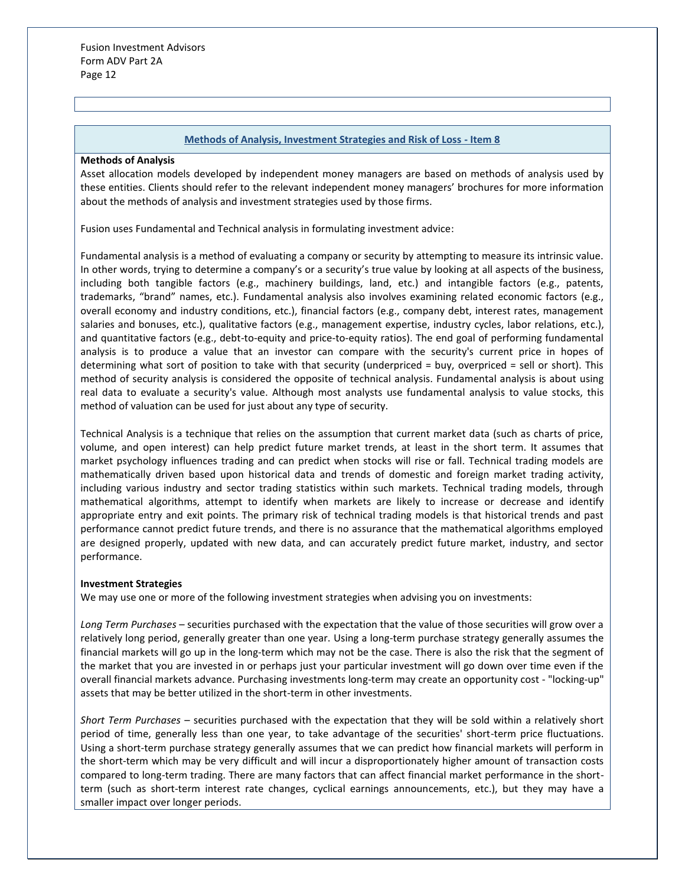## Methods of Analysis, Investment Strategies and Risk of Loss - Item 8

**Methods of Analysis**

Asset allocation models developed by independent money managers are based on methods of analysis used by these entities. Clients should refer to the relevant independent money managers' brochures for more information about the methods of analysis and investment strategies used by those firms.

Fusion uses Fundamental and Technical analysis in formulating investment advice:

Fundamental analysis is a method of evaluating a company or security by attempting to measure its intrinsic value. In other words, trying to determine a company's or a security's true value by looking at all aspects of the business, including both tangible factors (e.g., machinery buildings, land, etc.) and intangible factors (e.g., patents, trademarks, "brand" names, etc.). Fundamental analysis also involves examining related economic factors (e.g., overall economy and industry conditions, etc.), financial factors (e.g., company debt, interest rates, management salaries and bonuses, etc.), qualitative factors (e.g., management expertise, industry cycles, labor relations, etc.), and quantitative factors (e.g., debt-to-equity and price-to-equity ratios). The end goal of performing fundamental analysis is to produce a value that an investor can compare with the security's current price in hopes of determining what sort of position to take with that security (underpriced = buy, overpriced = sell or short). This method of security analysis is considered the opposite of technical analysis. Fundamental analysis is about using real data to evaluate a security's value. Although most analysts use fundamental analysis to value stocks, this method of valuation can be used for just about any type of security.

Technical Analysis is a technique that relies on the assumption that current market data (such as charts of price, volume, and open interest) can help predict future market trends, at least in the short term. It assumes that market psychology influences trading and can predict when stocks will rise or fall. Technical trading models are mathematically driven based upon historical data and trends of domestic and foreign market trading activity, including various industry and sector trading statistics within such markets. Technical trading models, through mathematical algorithms, attempt to identify when markets are likely to increase or decrease and identify appropriate entry and exit points. The primary risk of technical trading models is that historical trends and past performance cannot predict future trends, and there is no assurance that the mathematical algorithms employed are designed properly, updated with new data, and can accurately predict future market, industry, and sector performance.

**Investment Strategies**

We may use one or more of the following investment strategies when advising you on investments:

*Long Term Purchases* – securities purchased with the expectation that the value of those securities will grow over a relatively long period, generally greater than one year. Using a long-term purchase strategy generally assumes the financial markets will go up in the long-term which may not be the case. There is also the risk that the segment of the market that you are invested in or perhaps just your particular investment will go down over time even if the overall financial markets advance. Purchasing investments long-term may create an opportunity cost - "locking-up" assets that may be better utilized in the short-term in other investments.

*Short Term Purchases* – securities purchased with the expectation that they will be sold within a relatively short period of time, generally less than one year, to take advantage of the securities' short-term price fluctuations. Using a short-term purchase strategy generally assumes that we can predict how financial markets will perform in the short-term which may be very difficult and will incur a disproportionately higher amount of transaction costs compared to long-term trading. There are many factors that can affect financial market performance in the short-term (such as short-term interest rate changes, cyclical earnings announcements, etc.), but they may have a smaller impact over longer periods.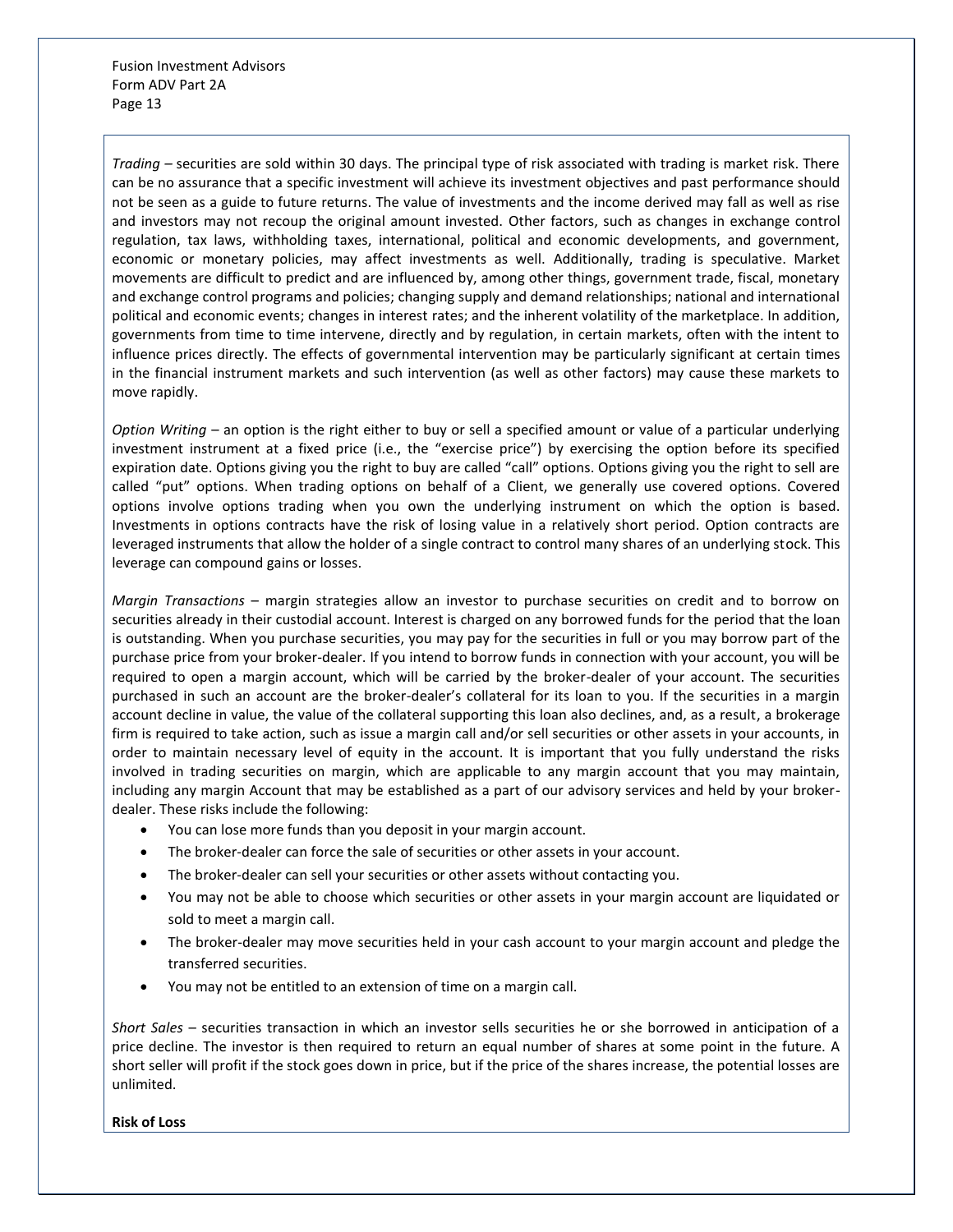*Trading* – securities are sold within 30 days. The principal type of risk associated with trading is market risk. There can be no assurance that a specific investment will achieve its investment objectives and past performance should not be seen as a guide to future returns. The value of investments and the income derived may fall as well as rise and investors may not recoup the original amount invested. Other factors, such as changes in exchange control regulation, tax laws, withholding taxes, international, political and economic developments, and government, economic or monetary policies, may affect investments as well. Additionally, trading is speculative. Market movements are difficult to predict and are influenced by, among other things, government trade, fiscal, monetary and exchange control programs and policies; changing supply and demand relationships; national and international political and economic events; changes in interest rates; and the inherent volatility of the marketplace. In addition, governments from time to time intervene, directly and by regulation, in certain markets, often with the intent to influence prices directly. The effects of governmental intervention may be particularly significant at certain times in the financial instrument markets and such intervention (as well as other factors) may cause these markets to move rapidly.

*Option Writing* – an option is the right either to buy or sell a specified amount or value of a particular underlying investment instrument at a fixed price (i.e., the "exercise price") by exercising the option before its specified expiration date. Options giving you the right to buy are called "call" options. Options giving you the right to sell are called "put" options. When trading options on behalf of a Client, we generally use covered options. Covered options involve options trading when you own the underlying instrument on which the option is based. Investments in options contracts have the risk of losing value in a relatively short period. Option contracts are leveraged instruments that allow the holder of a single contract to control many shares of an underlying stock. This leverage can compound gains or losses.

*Margin Transactions* – margin strategies allow an investor to purchase securities on credit and to borrow on securities already in their custodial account. Interest is charged on any borrowed funds for the period that the loan is outstanding. When you purchase securities, you may pay for the securities in full or you may borrow part of the purchase price from your broker-dealer. If you intend to borrow funds in connection with your account, you will be required to open a margin account, which will be carried by the broker-dealer of your account. The securities purchased in such an account are the broker-dealer's collateral for its loan to you. If the securities in a margin account decline in value, the value of the collateral supporting this loan also declines, and, as a result, a brokerage firm is required to take action, such as issue a margin call and/or sell securities or other assets in your accounts, in order to maintain necessary level of equity in the account. It is important that you fully understand the risks involved in trading securities on margin, which are applicable to any margin account that you may maintain, including any margin Account that may be established as a part of our advisory services and held by your broker-dealer. These risks include the following:

- You can lose more funds than you deposit in your margin account.
- The broker-dealer can force the sale of securities or other assets in your account.
- The broker-dealer can sell your securities or other assets without contacting you.
- You may not be able to choose which securities or other assets in your margin account are liquidated or sold to meet a margin call.
- The broker-dealer may move securities held in your cash account to your margin account and pledge the transferred securities.
- You may not be entitled to an extension of time on a margin call.

*Short Sales* – securities transaction in which an investor sells securities he or she borrowed in anticipation of a price decline. The investor is then required to return an equal number of shares at some point in the future. A short seller will profit if the stock goes down in price, but if the price of the shares increase, the potential losses are unlimited.

**Risk of Loss**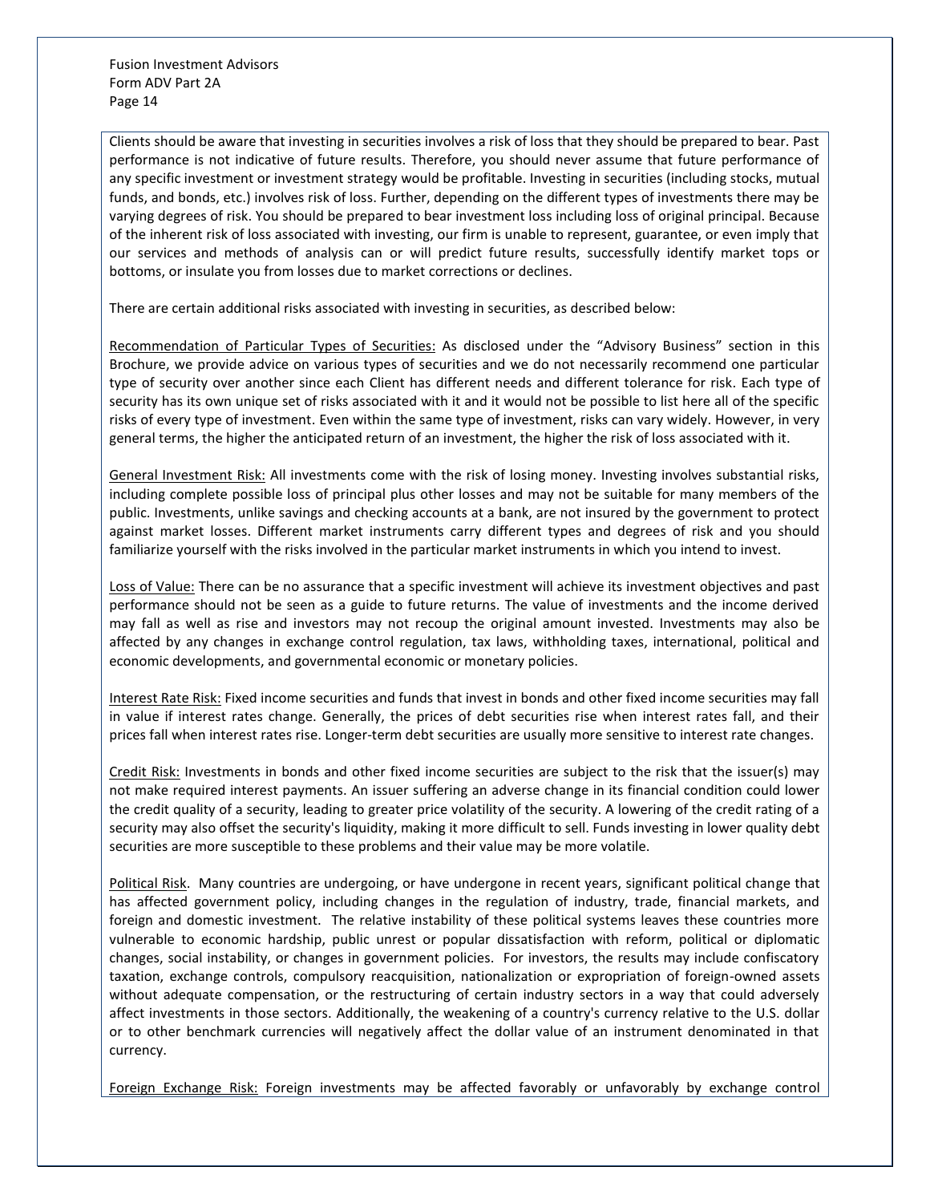Clients should be aware that investing in securities involves a risk of loss that they should be prepared to bear. Past performance is not indicative of future results. Therefore, you should never assume that future performance of any specific investment or investment strategy would be profitable. Investing in securities (including stocks, mutual funds, and bonds, etc.) involves risk of loss. Further, depending on the different types of investments there may be varying degrees of risk. You should be prepared to bear investment loss including loss of original principal. Because of the inherent risk of loss associated with investing, our firm is unable to represent, guarantee, or even imply that our services and methods of analysis can or will predict future results, successfully identify market tops or bottoms, or insulate you from losses due to market corrections or declines.

There are certain additional risks associated with investing in securities, as described below:

Recommendation of Particular Types of Securities: As disclosed under the "Advisory Business" section in this Brochure, we provide advice on various types of securities and we do not necessarily recommend one particular type of security over another since each Client has different needs and different tolerance for risk. Each type of security has its own unique set of risks associated with it and it would not be possible to list here all of the specific risks of every type of investment. Even within the same type of investment, risks can vary widely. However, in very general terms, the higher the anticipated return of an investment, the higher the risk of loss associated with it.

General Investment Risk: All investments come with the risk of losing money. Investing involves substantial risks, including complete possible loss of principal plus other losses and may not be suitable for many members of the public. Investments, unlike savings and checking accounts at a bank, are not insured by the government to protect against market losses. Different market instruments carry different types and degrees of risk and you should familiarize yourself with the risks involved in the particular market instruments in which you intend to invest.

Loss of Value: There can be no assurance that a specific investment will achieve its investment objectives and past performance should not be seen as a guide to future returns. The value of investments and the income derived may fall as well as rise and investors may not recoup the original amount invested. Investments may also be affected by any changes in exchange control regulation, tax laws, withholding taxes, international, political and economic developments, and governmental economic or monetary policies.

Interest Rate Risk: Fixed income securities and funds that invest in bonds and other fixed income securities may fall in value if interest rates change. Generally, the prices of debt securities rise when interest rates fall, and their prices fall when interest rates rise. Longer-term debt securities are usually more sensitive to interest rate changes.

Credit Risk: Investments in bonds and other fixed income securities are subject to the risk that the issuer(s) may not make required interest payments. An issuer suffering an adverse change in its financial condition could lower the credit quality of a security, leading to greater price volatility of the security. A lowering of the credit rating of a security may also offset the security's liquidity, making it more difficult to sell. Funds investing in lower quality debt securities are more susceptible to these problems and their value may be more volatile.

Political Risk. Many countries are undergoing, or have undergone in recent years, significant political change that has affected government policy, including changes in the regulation of industry, trade, financial markets, and foreign and domestic investment. The relative instability of these political systems leaves these countries more vulnerable to economic hardship, public unrest or popular dissatisfaction with reform, political or diplomatic changes, social instability, or changes in government policies. For investors, the results may include confiscatory taxation, exchange controls, compulsory reacquisition, nationalization or expropriation of foreign-owned assets without adequate compensation, or the restructuring of certain industry sectors in a way that could adversely affect investments in those sectors. Additionally, the weakening of a country's currency relative to the U.S. dollar or to other benchmark currencies will negatively affect the dollar value of an instrument denominated in that currency.

Foreign Exchange Risk: Foreign investments may be affected favorably or unfavorably by exchange control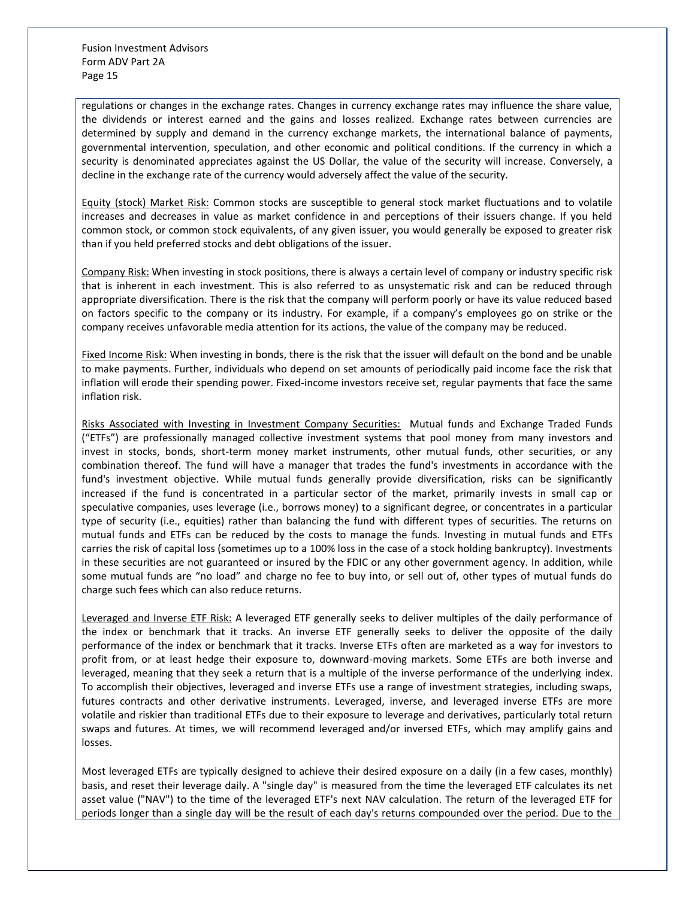regulations or changes in the exchange rates. Changes in currency exchange rates may influence the share value, the dividends or interest earned and the gains and losses realized. Exchange rates between currencies are determined by supply and demand in the currency exchange markets, the international balance of payments, governmental intervention, speculation, and other economic and political conditions. If the currency in which a security is denominated appreciates against the US Dollar, the value of the security will increase. Conversely, a decline in the exchange rate of the currency would adversely affect the value of the security.

Equity (stock) Market Risk: Common stocks are susceptible to general stock market fluctuations and to volatile increases and decreases in value as market confidence in and perceptions of their issuers change. If you held common stock, or common stock equivalents, of any given issuer, you would generally be exposed to greater risk than if you held preferred stocks and debt obligations of the issuer.

Company Risk: When investing in stock positions, there is always a certain level of company or industry specific risk that is inherent in each investment. This is also referred to as unsystematic risk and can be reduced through appropriate diversification. There is the risk that the company will perform poorly or have its value reduced based on factors specific to the company or its industry. For example, if a company's employees go on strike or the company receives unfavorable media attention for its actions, the value of the company may be reduced.

Fixed Income Risk: When investing in bonds, there is the risk that the issuer will default on the bond and be unable to make payments. Further, individuals who depend on set amounts of periodically paid income face the risk that inflation will erode their spending power. Fixed-income investors receive set, regular payments that face the same inflation risk.

Risks Associated with Investing in Investment Company Securities: Mutual funds and Exchange Traded Funds ("ETFs") are professionally managed collective investment systems that pool money from many investors and invest in stocks, bonds, short-term money market instruments, other mutual funds, other securities, or any combination thereof. The fund will have a manager that trades the fund's investments in accordance with the fund's investment objective. While mutual funds generally provide diversification, risks can be significantly increased if the fund is concentrated in a particular sector of the market, primarily invests in small cap or speculative companies, uses leverage (i.e., borrows money) to a significant degree, or concentrates in a particular type of security (i.e., equities) rather than balancing the fund with different types of securities. The returns on mutual funds and ETFs can be reduced by the costs to manage the funds. Investing in mutual funds and ETFs carries the risk of capital loss (sometimes up to a 100% loss in the case of a stock holding bankruptcy). Investments in these securities are not guaranteed or insured by the FDIC or any other government agency. In addition, while some mutual funds are "no load" and charge no fee to buy into, or sell out of, other types of mutual funds do charge such fees which can also reduce returns.

Leveraged and Inverse ETF Risk: A leveraged ETF generally seeks to deliver multiples of the daily performance of the index or benchmark that it tracks. An inverse ETF generally seeks to deliver the opposite of the daily performance of the index or benchmark that it tracks. Inverse ETFs often are marketed as a way for investors to profit from, or at least hedge their exposure to, downward-moving markets. Some ETFs are both inverse and leveraged, meaning that they seek a return that is a multiple of the inverse performance of the underlying index. To accomplish their objectives, leveraged and inverse ETFs use a range of investment strategies, including swaps, futures contracts and other derivative instruments. Leveraged, inverse, and leveraged inverse ETFs are more volatile and riskier than traditional ETFs due to their exposure to leverage and derivatives, particularly total return swaps and futures. At times, we will recommend leveraged and/or inversed ETFs, which may amplify gains and losses.

Most leveraged ETFs are typically designed to achieve their desired exposure on a daily (in a few cases, monthly) basis, and reset their leverage daily. A "single day" is measured from the time the leveraged ETF calculates its net asset value ("NAV") to the time of the leveraged ETF's next NAV calculation. The return of the leveraged ETF for periods longer than a single day will be the result of each day's returns compounded over the period. Due to the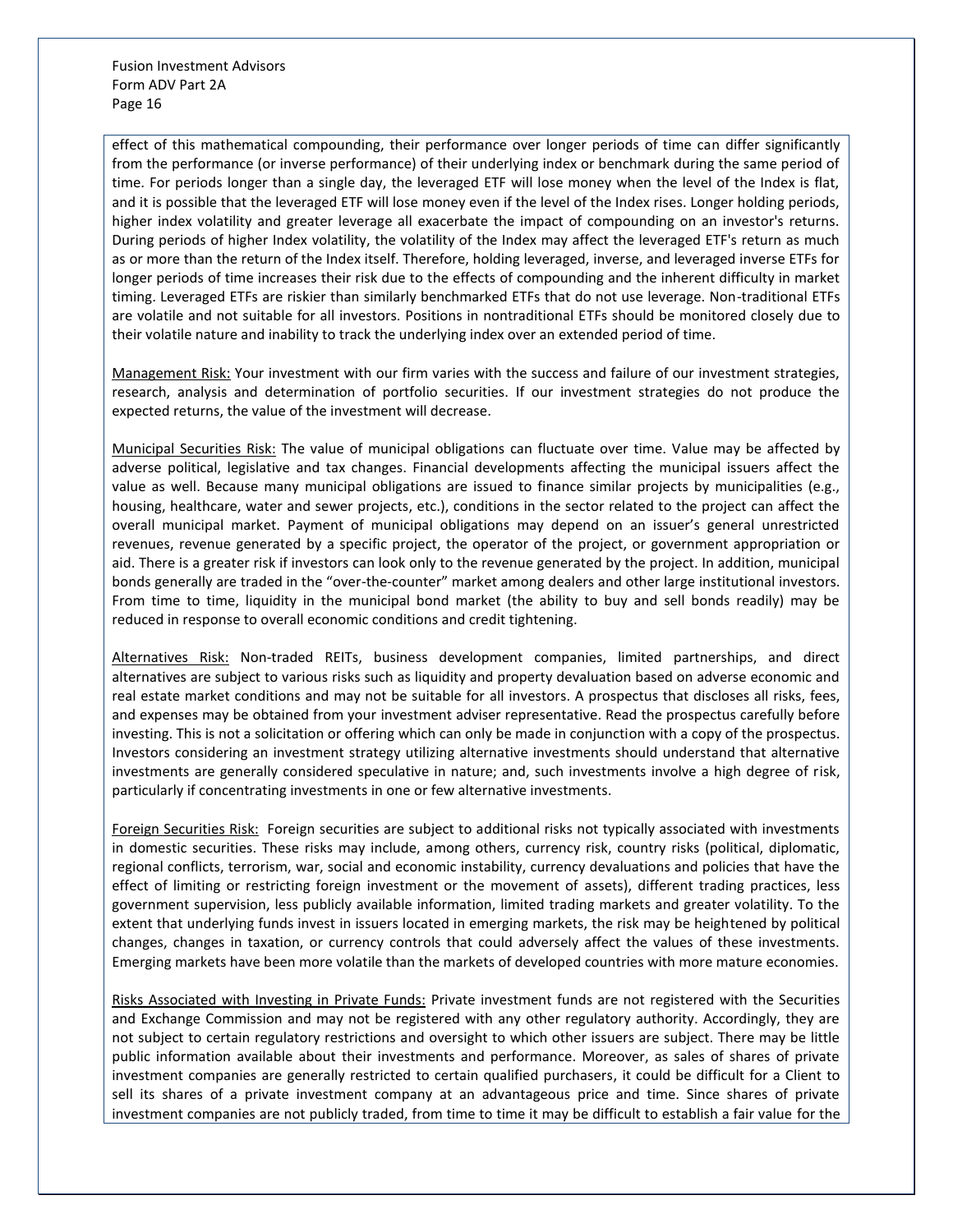effect of this mathematical compounding, their performance over longer periods of time can differ significantly from the performance (or inverse performance) of their underlying index or benchmark during the same period of time. For periods longer than a single day, the leveraged ETF will lose money when the level of the Index is flat, and it is possible that the leveraged ETF will lose money even if the level of the Index rises. Longer holding periods, higher index volatility and greater leverage all exacerbate the impact of compounding on an investor's returns. During periods of higher Index volatility, the volatility of the Index may affect the leveraged ETF's return as much as or more than the return of the Index itself. Therefore, holding leveraged, inverse, and leveraged inverse ETFs for longer periods of time increases their risk due to the effects of compounding and the inherent difficulty in market timing. Leveraged ETFs are riskier than similarly benchmarked ETFs that do not use leverage. Non-traditional ETFs are volatile and not suitable for all investors. Positions in nontraditional ETFs should be monitored closely due to their volatile nature and inability to track the underlying index over an extended period of time.

Management Risk: Your investment with our firm varies with the success and failure of our investment strategies, research, analysis and determination of portfolio securities. If our investment strategies do not produce the expected returns, the value of the investment will decrease.

Municipal Securities Risk: The value of municipal obligations can fluctuate over time. Value may be affected by adverse political, legislative and tax changes. Financial developments affecting the municipal issuers affect the value as well. Because many municipal obligations are issued to finance similar projects by municipalities (e.g., housing, healthcare, water and sewer projects, etc.), conditions in the sector related to the project can affect the overall municipal market. Payment of municipal obligations may depend on an issuer's general unrestricted revenues, revenue generated by a specific project, the operator of the project, or government appropriation or aid. There is a greater risk if investors can look only to the revenue generated by the project. In addition, municipal bonds generally are traded in the "over-the-counter" market among dealers and other large institutional investors. From time to time, liquidity in the municipal bond market (the ability to buy and sell bonds readily) may be reduced in response to overall economic conditions and credit tightening.

Alternatives Risk: Non-traded REITs, business development companies, limited partnerships, and direct alternatives are subject to various risks such as liquidity and property devaluation based on adverse economic and real estate market conditions and may not be suitable for all investors. A prospectus that discloses all risks, fees, and expenses may be obtained from your investment adviser representative. Read the prospectus carefully before investing. This is not a solicitation or offering which can only be made in conjunction with a copy of the prospectus. Investors considering an investment strategy utilizing alternative investments should understand that alternative investments are generally considered speculative in nature; and, such investments involve a high degree of risk, particularly if concentrating investments in one or few alternative investments.

Foreign Securities Risk: Foreign securities are subject to additional risks not typically associated with investments in domestic securities. These risks may include, among others, currency risk, country risks (political, diplomatic, regional conflicts, terrorism, war, social and economic instability, currency devaluations and policies that have the effect of limiting or restricting foreign investment or the movement of assets), different trading practices, less government supervision, less publicly available information, limited trading markets and greater volatility. To the extent that underlying funds invest in issuers located in emerging markets, the risk may be heightened by political changes, changes in taxation, or currency controls that could adversely affect the values of these investments. Emerging markets have been more volatile than the markets of developed countries with more mature economies.

Risks Associated with Investing in Private Funds: Private investment funds are not registered with the Securities and Exchange Commission and may not be registered with any other regulatory authority. Accordingly, they are not subject to certain regulatory restrictions and oversight to which other issuers are subject. There may be little public information available about their investments and performance. Moreover, as sales of shares of private investment companies are generally restricted to certain qualified purchasers, it could be difficult for a Client to sell its shares of a private investment company at an advantageous price and time. Since shares of private investment companies are not publicly traded, from time to time it may be difficult to establish a fair value for the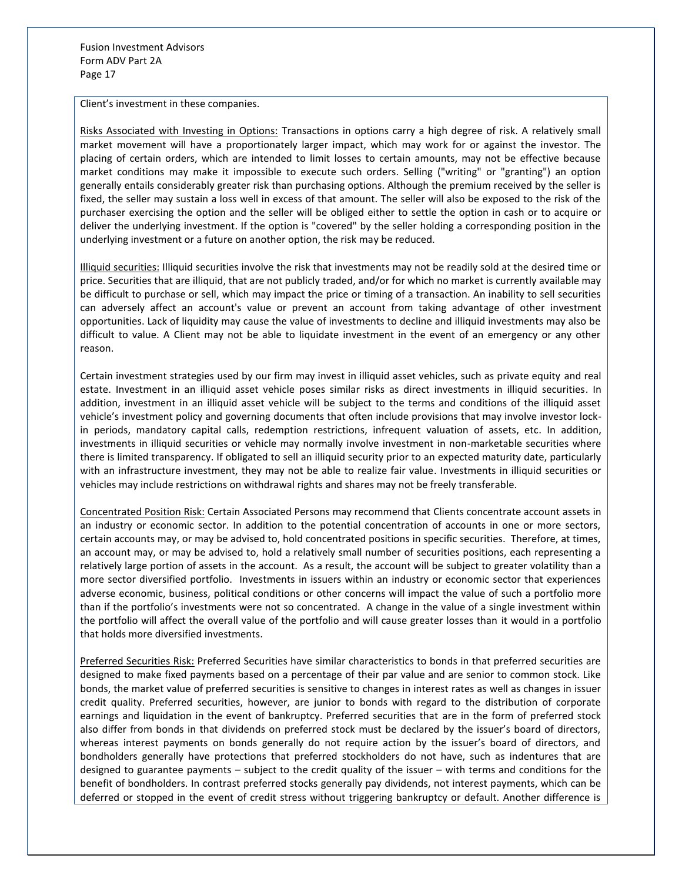Client's investment in these companies.

Risks Associated with Investing in Options: Transactions in options carry a high degree of risk. A relatively small market movement will have a proportionately larger impact, which may work for or against the investor. The placing of certain orders, which are intended to limit losses to certain amounts, may not be effective because market conditions may make it impossible to execute such orders. Selling ("writing" or "granting") an option generally entails considerably greater risk than purchasing options. Although the premium received by the seller is fixed, the seller may sustain a loss well in excess of that amount. The seller will also be exposed to the risk of the purchaser exercising the option and the seller will be obliged either to settle the option in cash or to acquire or deliver the underlying investment. If the option is "covered" by the seller holding a corresponding position in the underlying investment or a future on another option, the risk may be reduced.

Illiquid securities: Illiquid securities involve the risk that investments may not be readily sold at the desired time or price. Securities that are illiquid, that are not publicly traded, and/or for which no market is currently available may be difficult to purchase or sell, which may impact the price or timing of a transaction. An inability to sell securities can adversely affect an account's value or prevent an account from taking advantage of other investment opportunities. Lack of liquidity may cause the value of investments to decline and illiquid investments may also be difficult to value. A Client may not be able to liquidate investment in the event of an emergency or any other reason.

Certain investment strategies used by our firm may invest in illiquid asset vehicles, such as private equity and real estate. Investment in an illiquid asset vehicle poses similar risks as direct investments in illiquid securities. In addition, investment in an illiquid asset vehicle will be subject to the terms and conditions of the illiquid asset vehicle's investment policy and governing documents that often include provisions that may involve investor lock-in periods, mandatory capital calls, redemption restrictions, infrequent valuation of assets, etc. In addition, investments in illiquid securities or vehicle may normally involve investment in non-marketable securities where there is limited transparency. If obligated to sell an illiquid security prior to an expected maturity date, particularly with an infrastructure investment, they may not be able to realize fair value. Investments in illiquid securities or vehicles may include restrictions on withdrawal rights and shares may not be freely transferable.

Concentrated Position Risk: Certain Associated Persons may recommend that Clients concentrate account assets in an industry or economic sector. In addition to the potential concentration of accounts in one or more sectors, certain accounts may, or may be advised to, hold concentrated positions in specific securities. Therefore, at times, an account may, or may be advised to, hold a relatively small number of securities positions, each representing a relatively large portion of assets in the account. As a result, the account will be subject to greater volatility than a more sector diversified portfolio. Investments in issuers within an industry or economic sector that experiences adverse economic, business, political conditions or other concerns will impact the value of such a portfolio more than if the portfolio's investments were not so concentrated. A change in the value of a single investment within the portfolio will affect the overall value of the portfolio and will cause greater losses than it would in a portfolio that holds more diversified investments.

Preferred Securities Risk: Preferred Securities have similar characteristics to bonds in that preferred securities are designed to make fixed payments based on a percentage of their par value and are senior to common stock. Like bonds, the market value of preferred securities is sensitive to changes in interest rates as well as changes in issuer credit quality. Preferred securities, however, are junior to bonds with regard to the distribution of corporate earnings and liquidation in the event of bankruptcy. Preferred securities that are in the form of preferred stock also differ from bonds in that dividends on preferred stock must be declared by the issuer's board of directors, whereas interest payments on bonds generally do not require action by the issuer's board of directors, and bondholders generally have protections that preferred stockholders do not have, such as indentures that are designed to guarantee payments – subject to the credit quality of the issuer – with terms and conditions for the benefit of bondholders. In contrast preferred stocks generally pay dividends, not interest payments, which can be deferred or stopped in the event of credit stress without triggering bankruptcy or default. Another difference is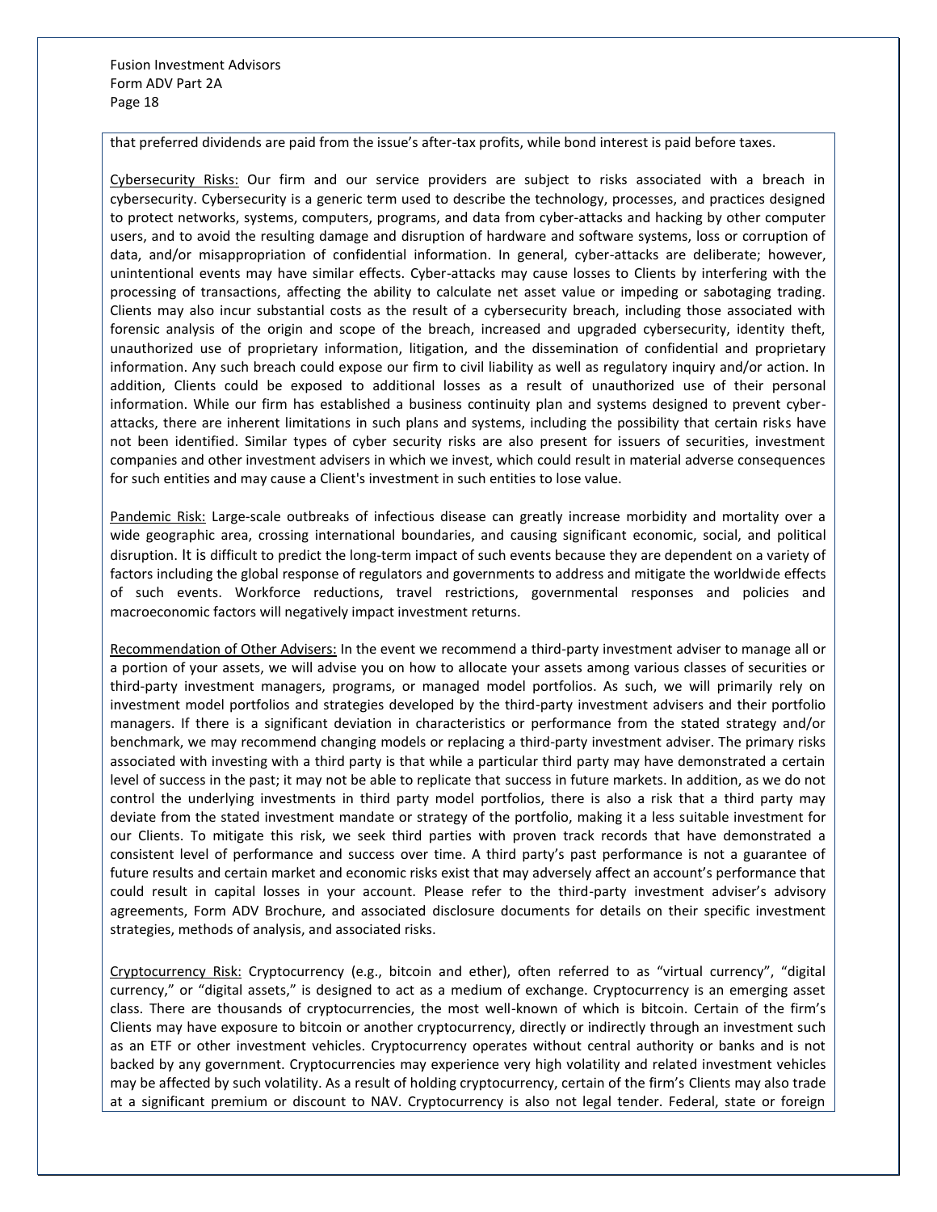that preferred dividends are paid from the issue's after-tax profits, while bond interest is paid before taxes.

Cybersecurity Risks: Our firm and our service providers are subject to risks associated with a breach in cybersecurity. Cybersecurity is a generic term used to describe the technology, processes, and practices designed to protect networks, systems, computers, programs, and data from cyber-attacks and hacking by other computer users, and to avoid the resulting damage and disruption of hardware and software systems, loss or corruption of data, and/or misappropriation of confidential information. In general, cyber-attacks are deliberate; however, unintentional events may have similar effects. Cyber-attacks may cause losses to Clients by interfering with the processing of transactions, affecting the ability to calculate net asset value or impeding or sabotaging trading. Clients may also incur substantial costs as the result of a cybersecurity breach, including those associated with forensic analysis of the origin and scope of the breach, increased and upgraded cybersecurity, identity theft, unauthorized use of proprietary information, litigation, and the dissemination of confidential and proprietary information. Any such breach could expose our firm to civil liability as well as regulatory inquiry and/or action. In addition, Clients could be exposed to additional losses as a result of unauthorized use of their personal information. While our firm has established a business continuity plan and systems designed to prevent cyber-attacks, there are inherent limitations in such plans and systems, including the possibility that certain risks have not been identified. Similar types of cyber security risks are also present for issuers of securities, investment companies and other investment advisers in which we invest, which could result in material adverse consequences for such entities and may cause a Client's investment in such entities to lose value.

Pandemic Risk: Large-scale outbreaks of infectious disease can greatly increase morbidity and mortality over a wide geographic area, crossing international boundaries, and causing significant economic, social, and political disruption. It is difficult to predict the long-term impact of such events because they are dependent on a variety of factors including the global response of regulators and governments to address and mitigate the worldwide effects of such events. Workforce reductions, travel restrictions, governmental responses and policies and macroeconomic factors will negatively impact investment returns.

Recommendation of Other Advisers: In the event we recommend a third-party investment adviser to manage all or a portion of your assets, we will advise you on how to allocate your assets among various classes of securities or third-party investment managers, programs, or managed model portfolios. As such, we will primarily rely on investment model portfolios and strategies developed by the third-party investment advisers and their portfolio managers. If there is a significant deviation in characteristics or performance from the stated strategy and/or benchmark, we may recommend changing models or replacing a third-party investment adviser. The primary risks associated with investing with a third party is that while a particular third party may have demonstrated a certain level of success in the past; it may not be able to replicate that success in future markets. In addition, as we do not control the underlying investments in third party model portfolios, there is also a risk that a third party may deviate from the stated investment mandate or strategy of the portfolio, making it a less suitable investment for our Clients. To mitigate this risk, we seek third parties with proven track records that have demonstrated a consistent level of performance and success over time. A third party's past performance is not a guarantee of future results and certain market and economic risks exist that may adversely affect an account's performance that could result in capital losses in your account. Please refer to the third-party investment adviser's advisory agreements, Form ADV Brochure, and associated disclosure documents for details on their specific investment strategies, methods of analysis, and associated risks.

Cryptocurrency Risk: Cryptocurrency (e.g., bitcoin and ether), often referred to as "virtual currency", "digital currency," or "digital assets," is designed to act as a medium of exchange. Cryptocurrency is an emerging asset class. There are thousands of cryptocurrencies, the most well-known of which is bitcoin. Certain of the firm's Clients may have exposure to bitcoin or another cryptocurrency, directly or indirectly through an investment such as an ETF or other investment vehicles. Cryptocurrency operates without central authority or banks and is not backed by any government. Cryptocurrencies may experience very high volatility and related investment vehicles may be affected by such volatility. As a result of holding cryptocurrency, certain of the firm's Clients may also trade at a significant premium or discount to NAV. Cryptocurrency is also not legal tender. Federal, state or foreign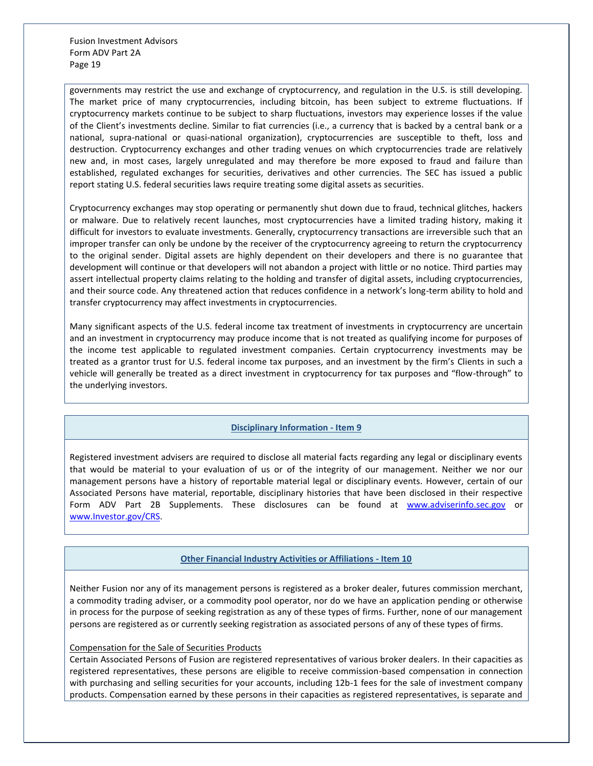governments may restrict the use and exchange of cryptocurrency, and regulation in the U.S. is still developing. The market price of many cryptocurrencies, including bitcoin, has been subject to extreme fluctuations. If cryptocurrency markets continue to be subject to sharp fluctuations, investors may experience losses if the value of the Client's investments decline. Similar to fiat currencies (i.e., a currency that is backed by a central bank or a national, supra-national or quasi-national organization), cryptocurrencies are susceptible to theft, loss and destruction. Cryptocurrency exchanges and other trading venues on which cryptocurrencies trade are relatively new and, in most cases, largely unregulated and may therefore be more exposed to fraud and failure than established, regulated exchanges for securities, derivatives and other currencies. The SEC has issued a public report stating U.S. federal securities laws require treating some digital assets as securities.

Cryptocurrency exchanges may stop operating or permanently shut down due to fraud, technical glitches, hackers or malware. Due to relatively recent launches, most cryptocurrencies have a limited trading history, making it difficult for investors to evaluate investments. Generally, cryptocurrency transactions are irreversible such that an improper transfer can only be undone by the receiver of the cryptocurrency agreeing to return the cryptocurrency to the original sender. Digital assets are highly dependent on their developers and there is no guarantee that development will continue or that developers will not abandon a project with little or no notice. Third parties may assert intellectual property claims relating to the holding and transfer of digital assets, including cryptocurrencies, and their source code. Any threatened action that reduces confidence in a network's long-term ability to hold and transfer cryptocurrency may affect investments in cryptocurrencies.

Many significant aspects of the U.S. federal income tax treatment of investments in cryptocurrency are uncertain and an investment in cryptocurrency may produce income that is not treated as qualifying income for purposes of the income test applicable to regulated investment companies. Certain cryptocurrency investments may be treated as a grantor trust for U.S. federal income tax purposes, and an investment by the firm's Clients in such a vehicle will generally be treated as a direct investment in cryptocurrency for tax purposes and "flow-through" to the underlying investors.

## Disciplinary Information - Item 9

Registered investment advisers are required to disclose all material facts regarding any legal or disciplinary events that would be material to your evaluation of us or of the integrity of our management. Neither we nor our management persons have a history of reportable material legal or disciplinary events. However, certain of our Associated Persons have material, reportable, disciplinary histories that have been disclosed in their respective Form ADV Part 2B Supplements. These disclosures can be found at www.adviserinfo.sec.gov or www.Investor.gov/CRS.

## Other Financial Industry Activities or Affiliations - Item 10

Neither Fusion nor any of its management persons is registered as a broker dealer, futures commission merchant, a commodity trading adviser, or a commodity pool operator, nor do we have an application pending or otherwise in process for the purpose of seeking registration as any of these types of firms. Further, none of our management persons are registered as or currently seeking registration as associated persons of any of these types of firms.

### Compensation for the Sale of Securities Products

Certain Associated Persons of Fusion are registered representatives of various broker dealers. In their capacities as registered representatives, these persons are eligible to receive commission-based compensation in connection with purchasing and selling securities for your accounts, including 12b-1 fees for the sale of investment company products. Compensation earned by these persons in their capacities as registered representatives, is separate and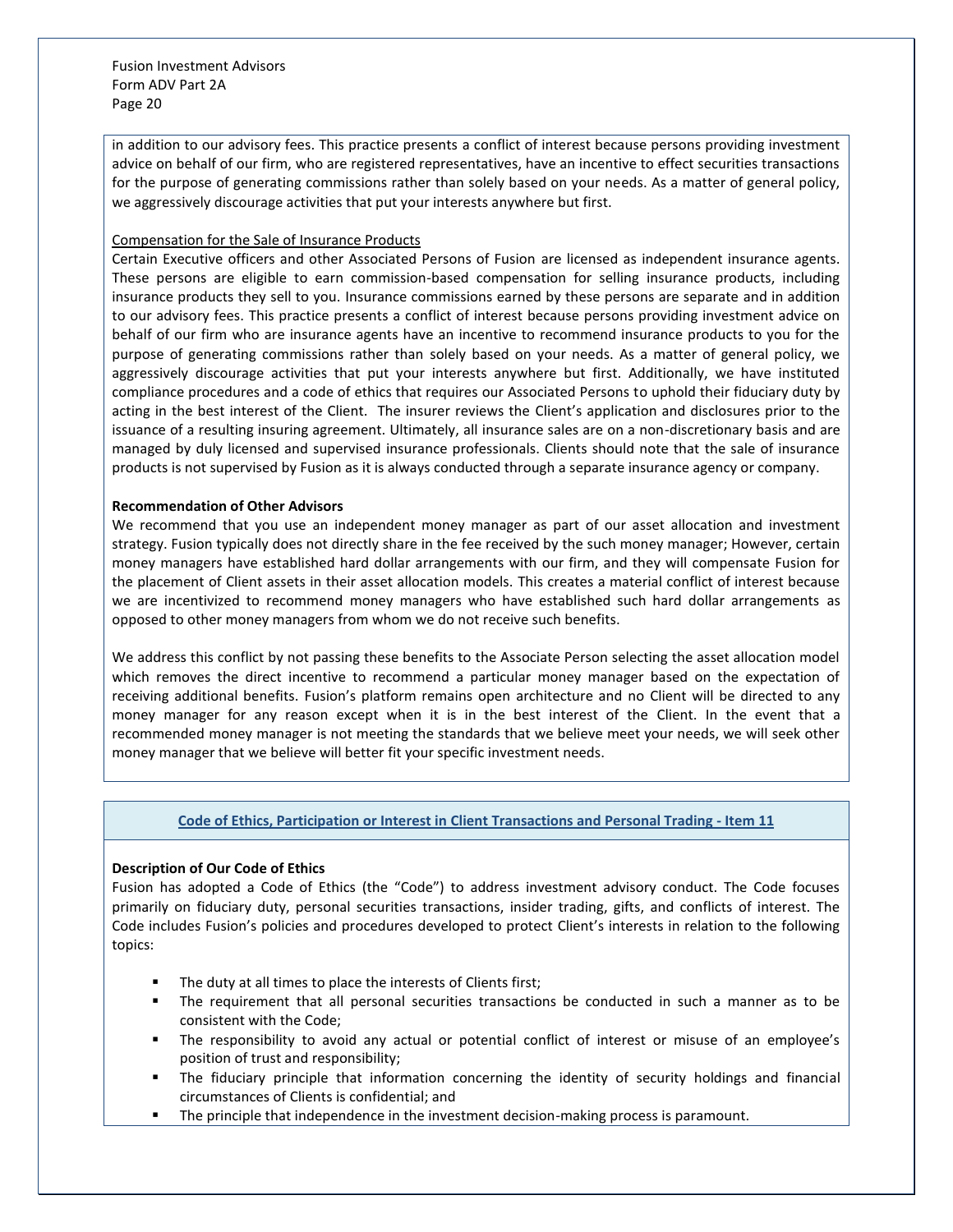in addition to our advisory fees. This practice presents a conflict of interest because persons providing investment advice on behalf of our firm, who are registered representatives, have an incentive to effect securities transactions for the purpose of generating commissions rather than solely based on your needs. As a matter of general policy, we aggressively discourage activities that put your interests anywhere but first.

Compensation for the Sale of Insurance Products

Certain Executive officers and other Associated Persons of Fusion are licensed as independent insurance agents. These persons are eligible to earn commission-based compensation for selling insurance products, including insurance products they sell to you. Insurance commissions earned by these persons are separate and in addition to our advisory fees. This practice presents a conflict of interest because persons providing investment advice on behalf of our firm who are insurance agents have an incentive to recommend insurance products to you for the purpose of generating commissions rather than solely based on your needs. As a matter of general policy, we aggressively discourage activities that put your interests anywhere but first. Additionally, we have instituted compliance procedures and a code of ethics that requires our Associated Persons to uphold their fiduciary duty by acting in the best interest of the Client. The insurer reviews the Client's application and disclosures prior to the issuance of a resulting insuring agreement. Ultimately, all insurance sales are on a non-discretionary basis and are managed by duly licensed and supervised insurance professionals. Clients should note that the sale of insurance products is not supervised by Fusion as it is always conducted through a separate insurance agency or company.

**Recommendation of Other Advisors**

We recommend that you use an independent money manager as part of our asset allocation and investment strategy. Fusion typically does not directly share in the fee received by the such money manager; However, certain money managers have established hard dollar arrangements with our firm, and they will compensate Fusion for the placement of Client assets in their asset allocation models. This creates a material conflict of interest because we are incentivized to recommend money managers who have established such hard dollar arrangements as opposed to other money managers from whom we do not receive such benefits.

We address this conflict by not passing these benefits to the Associate Person selecting the asset allocation model which removes the direct incentive to recommend a particular money manager based on the expectation of receiving additional benefits. Fusion's platform remains open architecture and no Client will be directed to any money manager for any reason except when it is in the best interest of the Client. In the event that a recommended money manager is not meeting the standards that we believe meet your needs, we will seek other money manager that we believe will better fit your specific investment needs.

## Code of Ethics, Participation or Interest in Client Transactions and Personal Trading - Item 11

**Description of Our Code of Ethics**

Fusion has adopted a Code of Ethics (the "Code") to address investment advisory conduct. The Code focuses primarily on fiduciary duty, personal securities transactions, insider trading, gifts, and conflicts of interest. The Code includes Fusion's policies and procedures developed to protect Client's interests in relation to the following topics:

- The duty at all times to place the interests of Clients first;
- The requirement that all personal securities transactions be conducted in such a manner as to be consistent with the Code;
- The responsibility to avoid any actual or potential conflict of interest or misuse of an employee's position of trust and responsibility;
- The fiduciary principle that information concerning the identity of security holdings and financial circumstances of Clients is confidential; and
- The principle that independence in the investment decision-making process is paramount.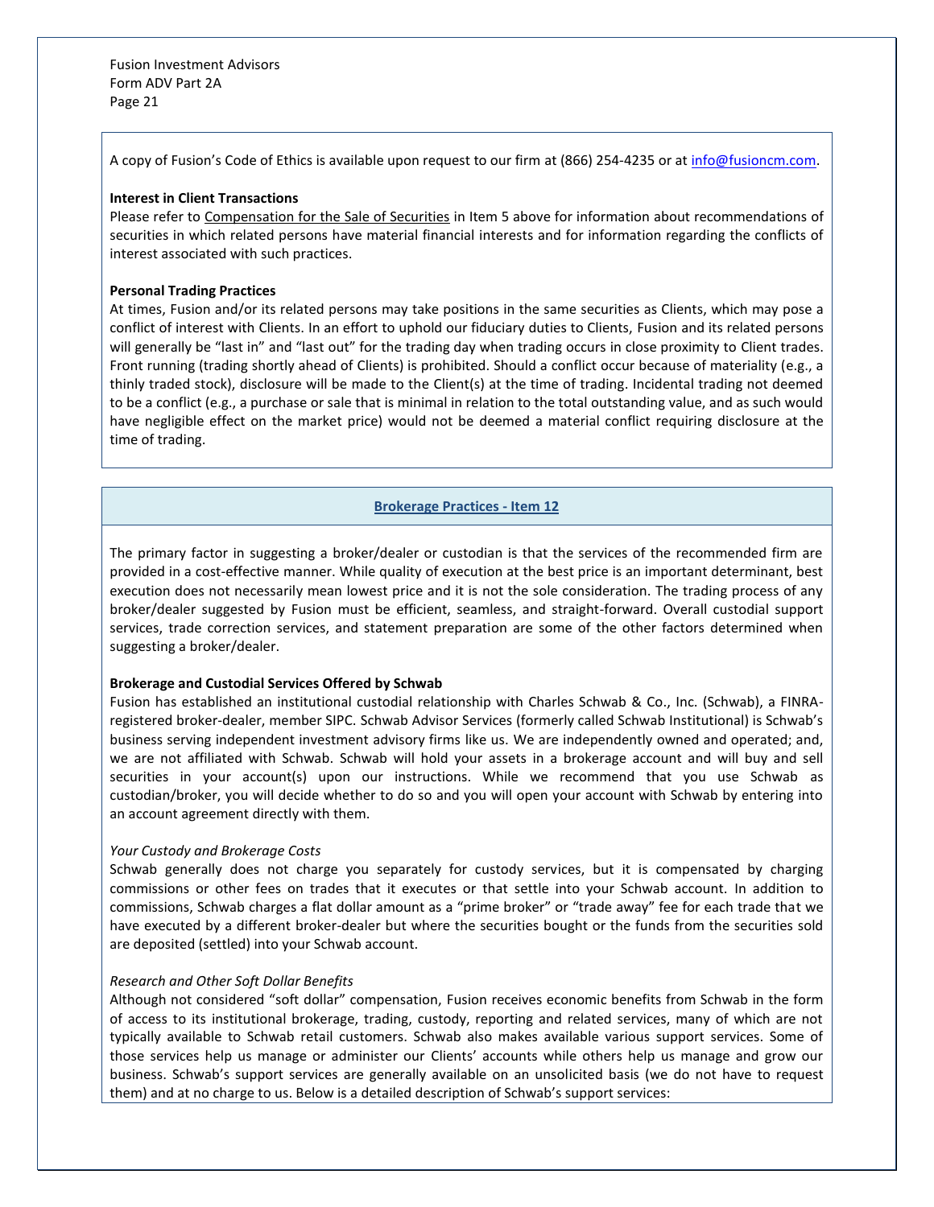A copy of Fusion's Code of Ethics is available upon request to our firm at (866) 254-4235 or at info@fusioncm.com.

**Interest in Client Transactions**

Please refer to Compensation for the Sale of Securities in Item 5 above for information about recommendations of securities in which related persons have material financial interests and for information regarding the conflicts of interest associated with such practices.

**Personal Trading Practices**

At times, Fusion and/or its related persons may take positions in the same securities as Clients, which may pose a conflict of interest with Clients. In an effort to uphold our fiduciary duties to Clients, Fusion and its related persons will generally be "last in" and "last out" for the trading day when trading occurs in close proximity to Client trades. Front running (trading shortly ahead of Clients) is prohibited. Should a conflict occur because of materiality (e.g., a thinly traded stock), disclosure will be made to the Client(s) at the time of trading. Incidental trading not deemed to be a conflict (e.g., a purchase or sale that is minimal in relation to the total outstanding value, and as such would have negligible effect on the market price) would not be deemed a material conflict requiring disclosure at the time of trading.

## Brokerage Practices - Item 12

The primary factor in suggesting a broker/dealer or custodian is that the services of the recommended firm are provided in a cost-effective manner. While quality of execution at the best price is an important determinant, best execution does not necessarily mean lowest price and it is not the sole consideration. The trading process of any broker/dealer suggested by Fusion must be efficient, seamless, and straight-forward. Overall custodial support services, trade correction services, and statement preparation are some of the other factors determined when suggesting a broker/dealer.

**Brokerage and Custodial Services Offered by Schwab**

Fusion has established an institutional custodial relationship with Charles Schwab & Co., Inc. (Schwab), a FINRA-registered broker-dealer, member SIPC. Schwab Advisor Services (formerly called Schwab Institutional) is Schwab's business serving independent investment advisory firms like us. We are independently owned and operated; and, we are not affiliated with Schwab. Schwab will hold your assets in a brokerage account and will buy and sell securities in your account(s) upon our instructions. While we recommend that you use Schwab as custodian/broker, you will decide whether to do so and you will open your account with Schwab by entering into an account agreement directly with them.

*Your Custody and Brokerage Costs*

Schwab generally does not charge you separately for custody services, but it is compensated by charging commissions or other fees on trades that it executes or that settle into your Schwab account. In addition to commissions, Schwab charges a flat dollar amount as a "prime broker" or "trade away" fee for each trade that we have executed by a different broker-dealer but where the securities bought or the funds from the securities sold are deposited (settled) into your Schwab account.

*Research and Other Soft Dollar Benefits*

Although not considered "soft dollar" compensation, Fusion receives economic benefits from Schwab in the form of access to its institutional brokerage, trading, custody, reporting and related services, many of which are not typically available to Schwab retail customers. Schwab also makes available various support services. Some of those services help us manage or administer our Clients' accounts while others help us manage and grow our business. Schwab's support services are generally available on an unsolicited basis (we do not have to request them) and at no charge to us. Below is a detailed description of Schwab's support services: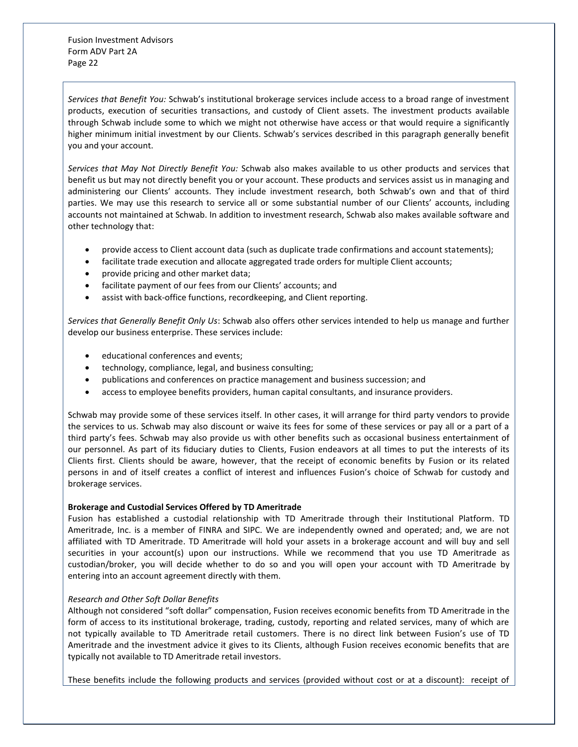*Services that Benefit You:* Schwab's institutional brokerage services include access to a broad range of investment products, execution of securities transactions, and custody of Client assets. The investment products available through Schwab include some to which we might not otherwise have access or that would require a significantly higher minimum initial investment by our Clients. Schwab's services described in this paragraph generally benefit you and your account.

*Services that May Not Directly Benefit You:* Schwab also makes available to us other products and services that benefit us but may not directly benefit you or your account. These products and services assist us in managing and administering our Clients' accounts. They include investment research, both Schwab's own and that of third parties. We may use this research to service all or some substantial number of our Clients' accounts, including accounts not maintained at Schwab. In addition to investment research, Schwab also makes available software and other technology that:

- provide access to Client account data (such as duplicate trade confirmations and account statements);
- facilitate trade execution and allocate aggregated trade orders for multiple Client accounts;
- provide pricing and other market data;
- facilitate payment of our fees from our Clients' accounts; and
- assist with back-office functions, recordkeeping, and Client reporting.

*Services that Generally Benefit Only Us*: Schwab also offers other services intended to help us manage and further develop our business enterprise. These services include:

- educational conferences and events;
- technology, compliance, legal, and business consulting;
- publications and conferences on practice management and business succession; and
- access to employee benefits providers, human capital consultants, and insurance providers.

Schwab may provide some of these services itself. In other cases, it will arrange for third party vendors to provide the services to us. Schwab may also discount or waive its fees for some of these services or pay all or a part of a third party's fees. Schwab may also provide us with other benefits such as occasional business entertainment of our personnel. As part of its fiduciary duties to Clients, Fusion endeavors at all times to put the interests of its Clients first. Clients should be aware, however, that the receipt of economic benefits by Fusion or its related persons in and of itself creates a conflict of interest and influences Fusion's choice of Schwab for custody and brokerage services.

**Brokerage and Custodial Services Offered by TD Ameritrade**

Fusion has established a custodial relationship with TD Ameritrade through their Institutional Platform. TD Ameritrade, Inc. is a member of FINRA and SIPC. We are independently owned and operated; and, we are not affiliated with TD Ameritrade. TD Ameritrade will hold your assets in a brokerage account and will buy and sell securities in your account(s) upon our instructions. While we recommend that you use TD Ameritrade as custodian/broker, you will decide whether to do so and you will open your account with TD Ameritrade by entering into an account agreement directly with them.

*Research and Other Soft Dollar Benefits*

Although not considered "soft dollar" compensation, Fusion receives economic benefits from TD Ameritrade in the form of access to its institutional brokerage, trading, custody, reporting and related services, many of which are not typically available to TD Ameritrade retail customers. There is no direct link between Fusion's use of TD Ameritrade and the investment advice it gives to its Clients, although Fusion receives economic benefits that are typically not available to TD Ameritrade retail investors.

These benefits include the following products and services (provided without cost or at a discount): receipt of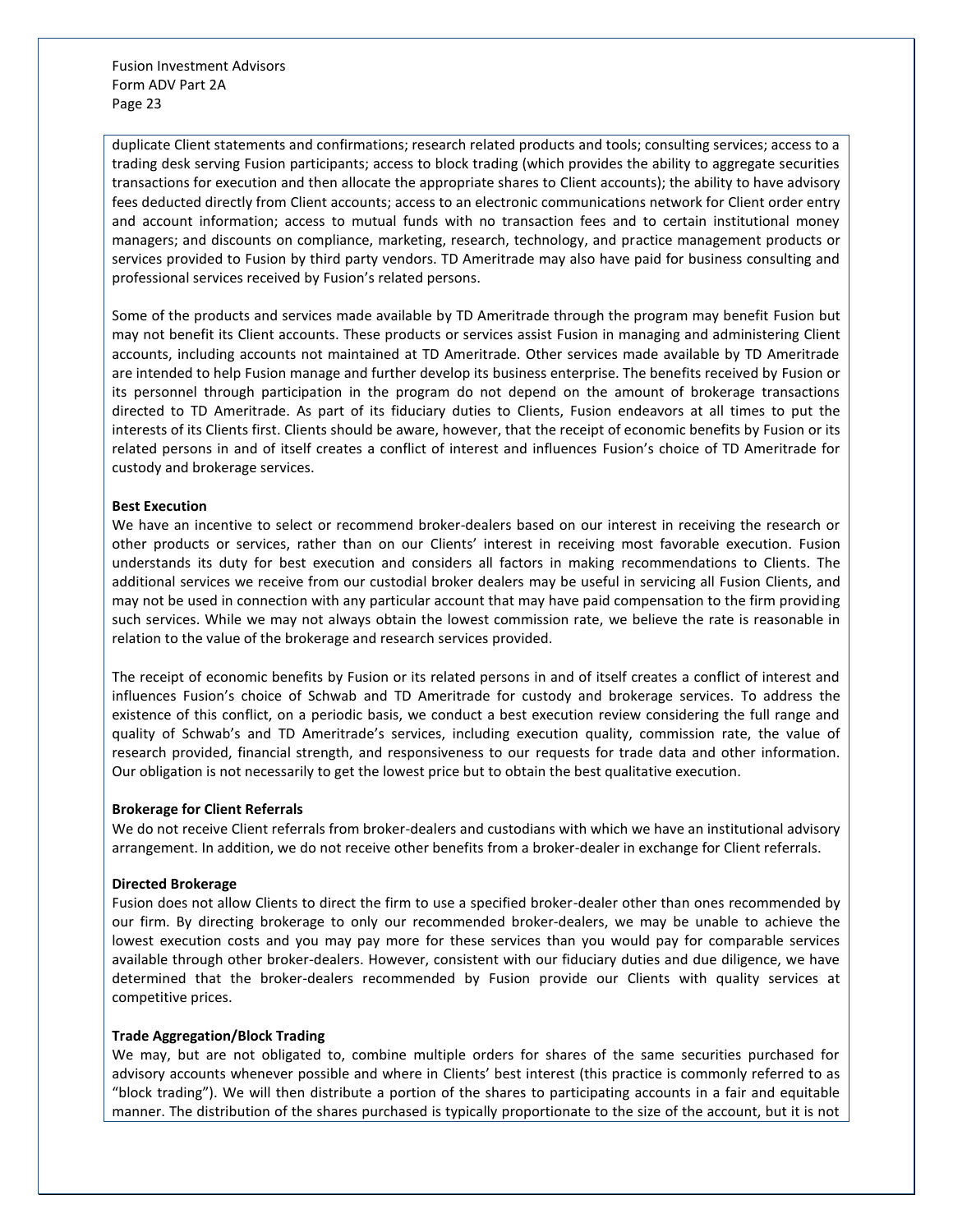duplicate Client statements and confirmations; research related products and tools; consulting services; access to a trading desk serving Fusion participants; access to block trading (which provides the ability to aggregate securities transactions for execution and then allocate the appropriate shares to Client accounts); the ability to have advisory fees deducted directly from Client accounts; access to an electronic communications network for Client order entry and account information; access to mutual funds with no transaction fees and to certain institutional money managers; and discounts on compliance, marketing, research, technology, and practice management products or services provided to Fusion by third party vendors. TD Ameritrade may also have paid for business consulting and professional services received by Fusion's related persons.

Some of the products and services made available by TD Ameritrade through the program may benefit Fusion but may not benefit its Client accounts. These products or services assist Fusion in managing and administering Client accounts, including accounts not maintained at TD Ameritrade. Other services made available by TD Ameritrade are intended to help Fusion manage and further develop its business enterprise. The benefits received by Fusion or its personnel through participation in the program do not depend on the amount of brokerage transactions directed to TD Ameritrade. As part of its fiduciary duties to Clients, Fusion endeavors at all times to put the interests of its Clients first. Clients should be aware, however, that the receipt of economic benefits by Fusion or its related persons in and of itself creates a conflict of interest and influences Fusion's choice of TD Ameritrade for custody and brokerage services.

**Best Execution**

We have an incentive to select or recommend broker-dealers based on our interest in receiving the research or other products or services, rather than on our Clients' interest in receiving most favorable execution. Fusion understands its duty for best execution and considers all factors in making recommendations to Clients. The additional services we receive from our custodial broker dealers may be useful in servicing all Fusion Clients, and may not be used in connection with any particular account that may have paid compensation to the firm providing such services. While we may not always obtain the lowest commission rate, we believe the rate is reasonable in relation to the value of the brokerage and research services provided.

The receipt of economic benefits by Fusion or its related persons in and of itself creates a conflict of interest and influences Fusion's choice of Schwab and TD Ameritrade for custody and brokerage services. To address the existence of this conflict, on a periodic basis, we conduct a best execution review considering the full range and quality of Schwab's and TD Ameritrade's services, including execution quality, commission rate, the value of research provided, financial strength, and responsiveness to our requests for trade data and other information. Our obligation is not necessarily to get the lowest price but to obtain the best qualitative execution.

**Brokerage for Client Referrals**

We do not receive Client referrals from broker-dealers and custodians with which we have an institutional advisory arrangement. In addition, we do not receive other benefits from a broker-dealer in exchange for Client referrals.

**Directed Brokerage**

Fusion does not allow Clients to direct the firm to use a specified broker-dealer other than ones recommended by our firm. By directing brokerage to only our recommended broker-dealers, we may be unable to achieve the lowest execution costs and you may pay more for these services than you would pay for comparable services available through other broker-dealers. However, consistent with our fiduciary duties and due diligence, we have determined that the broker-dealers recommended by Fusion provide our Clients with quality services at competitive prices.

**Trade Aggregation/Block Trading**

We may, but are not obligated to, combine multiple orders for shares of the same securities purchased for advisory accounts whenever possible and where in Clients' best interest (this practice is commonly referred to as "block trading"). We will then distribute a portion of the shares to participating accounts in a fair and equitable manner. The distribution of the shares purchased is typically proportionate to the size of the account, but it is not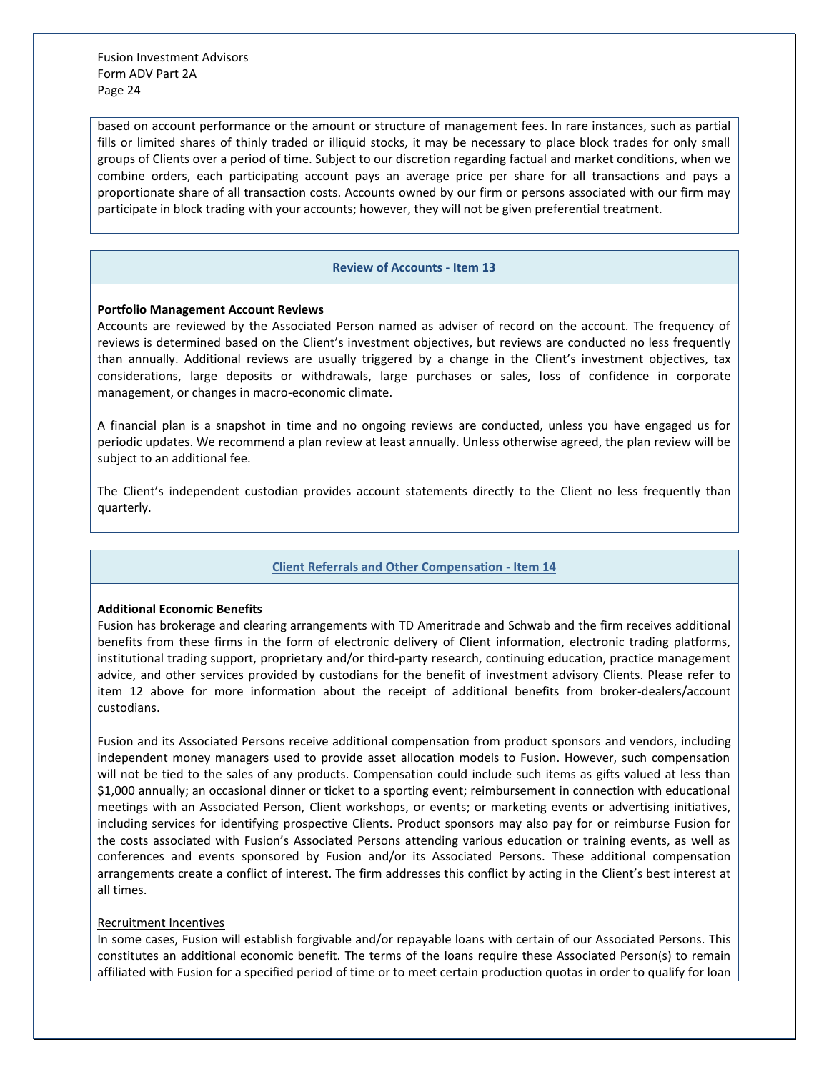based on account performance or the amount or structure of management fees. In rare instances, such as partial fills or limited shares of thinly traded or illiquid stocks, it may be necessary to place block trades for only small groups of Clients over a period of time. Subject to our discretion regarding factual and market conditions, when we combine orders, each participating account pays an average price per share for all transactions and pays a proportionate share of all transaction costs. Accounts owned by our firm or persons associated with our firm may participate in block trading with your accounts; however, they will not be given preferential treatment.

## Review of Accounts - Item 13

**Portfolio Management Account Reviews**

Accounts are reviewed by the Associated Person named as adviser of record on the account. The frequency of reviews is determined based on the Client's investment objectives, but reviews are conducted no less frequently than annually. Additional reviews are usually triggered by a change in the Client's investment objectives, tax considerations, large deposits or withdrawals, large purchases or sales, loss of confidence in corporate management, or changes in macro-economic climate.

A financial plan is a snapshot in time and no ongoing reviews are conducted, unless you have engaged us for periodic updates. We recommend a plan review at least annually. Unless otherwise agreed, the plan review will be subject to an additional fee.

The Client's independent custodian provides account statements directly to the Client no less frequently than quarterly.

## Client Referrals and Other Compensation - Item 14

**Additional Economic Benefits**

Fusion has brokerage and clearing arrangements with TD Ameritrade and Schwab and the firm receives additional benefits from these firms in the form of electronic delivery of Client information, electronic trading platforms, institutional trading support, proprietary and/or third-party research, continuing education, practice management advice, and other services provided by custodians for the benefit of investment advisory Clients. Please refer to item 12 above for more information about the receipt of additional benefits from broker-dealers/account custodians.

Fusion and its Associated Persons receive additional compensation from product sponsors and vendors, including independent money managers used to provide asset allocation models to Fusion. However, such compensation will not be tied to the sales of any products. Compensation could include such items as gifts valued at less than $1,000 annually; an occasional dinner or ticket to a sporting event; reimbursement in connection with educational meetings with an Associated Person, Client workshops, or events; or marketing events or advertising initiatives, including services for identifying prospective Clients. Product sponsors may also pay for or reimburse Fusion for the costs associated with Fusion's Associated Persons attending various education or training events, as well as conferences and events sponsored by Fusion and/or its Associated Persons. These additional compensation arrangements create a conflict of interest. The firm addresses this conflict by acting in the Client's best interest at all times.

Recruitment Incentives

In some cases, Fusion will establish forgivable and/or repayable loans with certain of our Associated Persons. This constitutes an additional economic benefit. The terms of the loans require these Associated Person(s) to remain affiliated with Fusion for a specified period of time or to meet certain production quotas in order to qualify for loan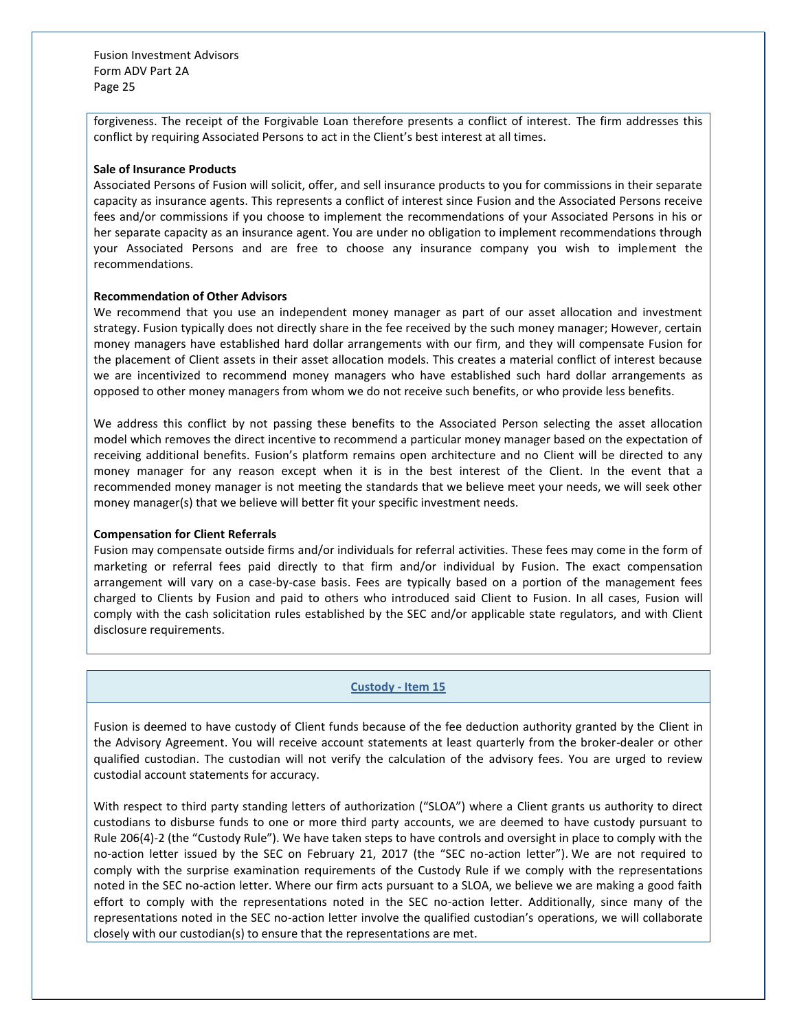forgiveness. The receipt of the Forgivable Loan therefore presents a conflict of interest. The firm addresses this conflict by requiring Associated Persons to act in the Client's best interest at all times.

**Sale of Insurance Products**

Associated Persons of Fusion will solicit, offer, and sell insurance products to you for commissions in their separate capacity as insurance agents. This represents a conflict of interest since Fusion and the Associated Persons receive fees and/or commissions if you choose to implement the recommendations of your Associated Persons in his or her separate capacity as an insurance agent. You are under no obligation to implement recommendations through your Associated Persons and are free to choose any insurance company you wish to implement the recommendations.

**Recommendation of Other Advisors**

We recommend that you use an independent money manager as part of our asset allocation and investment strategy. Fusion typically does not directly share in the fee received by the such money manager; However, certain money managers have established hard dollar arrangements with our firm, and they will compensate Fusion for the placement of Client assets in their asset allocation models. This creates a material conflict of interest because we are incentivized to recommend money managers who have established such hard dollar arrangements as opposed to other money managers from whom we do not receive such benefits, or who provide less benefits.

We address this conflict by not passing these benefits to the Associated Person selecting the asset allocation model which removes the direct incentive to recommend a particular money manager based on the expectation of receiving additional benefits. Fusion's platform remains open architecture and no Client will be directed to any money manager for any reason except when it is in the best interest of the Client. In the event that a recommended money manager is not meeting the standards that we believe meet your needs, we will seek other money manager(s) that we believe will better fit your specific investment needs.

**Compensation for Client Referrals**

Fusion may compensate outside firms and/or individuals for referral activities. These fees may come in the form of marketing or referral fees paid directly to that firm and/or individual by Fusion. The exact compensation arrangement will vary on a case-by-case basis. Fees are typically based on a portion of the management fees charged to Clients by Fusion and paid to others who introduced said Client to Fusion. In all cases, Fusion will comply with the cash solicitation rules established by the SEC and/or applicable state regulators, and with Client disclosure requirements.

## Custody - Item 15

Fusion is deemed to have custody of Client funds because of the fee deduction authority granted by the Client in the Advisory Agreement. You will receive account statements at least quarterly from the broker-dealer or other qualified custodian. The custodian will not verify the calculation of the advisory fees. You are urged to review custodial account statements for accuracy.

With respect to third party standing letters of authorization ("SLOA") where a Client grants us authority to direct custodians to disburse funds to one or more third party accounts, we are deemed to have custody pursuant to Rule 206(4)-2 (the "Custody Rule"). We have taken steps to have controls and oversight in place to comply with the no-action letter issued by the SEC on February 21, 2017 (the "SEC no-action letter"). We are not required to comply with the surprise examination requirements of the Custody Rule if we comply with the representations noted in the SEC no-action letter. Where our firm acts pursuant to a SLOA, we believe we are making a good faith effort to comply with the representations noted in the SEC no-action letter. Additionally, since many of the representations noted in the SEC no-action letter involve the qualified custodian's operations, we will collaborate closely with our custodian(s) to ensure that the representations are met.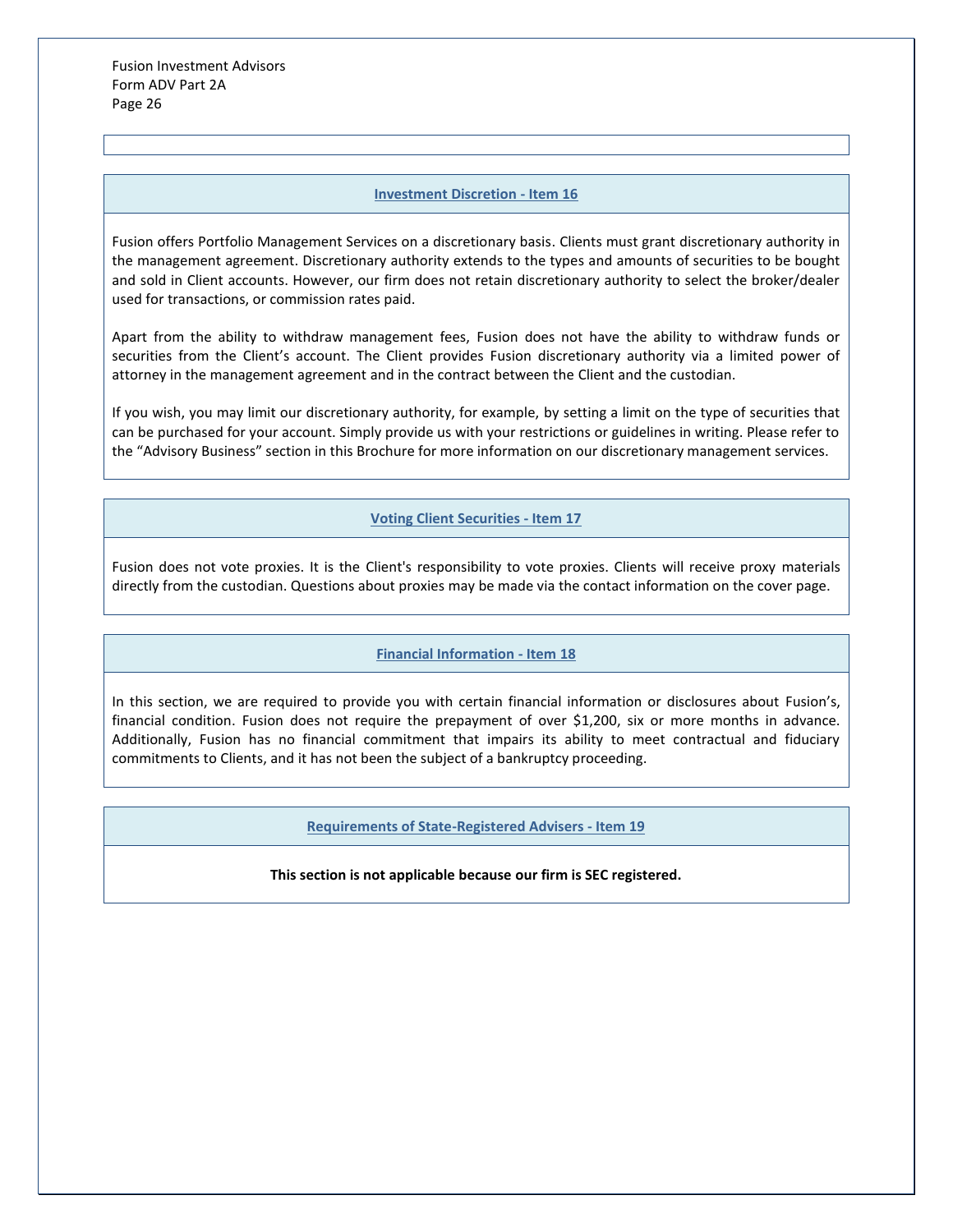## Investment Discretion - Item 16

Fusion offers Portfolio Management Services on a discretionary basis. Clients must grant discretionary authority in the management agreement. Discretionary authority extends to the types and amounts of securities to be bought and sold in Client accounts. However, our firm does not retain discretionary authority to select the broker/dealer used for transactions, or commission rates paid.

Apart from the ability to withdraw management fees, Fusion does not have the ability to withdraw funds or securities from the Client's account. The Client provides Fusion discretionary authority via a limited power of attorney in the management agreement and in the contract between the Client and the custodian.

If you wish, you may limit our discretionary authority, for example, by setting a limit on the type of securities that can be purchased for your account. Simply provide us with your restrictions or guidelines in writing. Please refer to the "Advisory Business" section in this Brochure for more information on our discretionary management services.

## Voting Client Securities - Item 17

Fusion does not vote proxies. It is the Client's responsibility to vote proxies. Clients will receive proxy materials directly from the custodian. Questions about proxies may be made via the contact information on the cover page.

## Financial Information - Item 18

In this section, we are required to provide you with certain financial information or disclosures about Fusion's, financial condition. Fusion does not require the prepayment of over $1,200, six or more months in advance. Additionally, Fusion has no financial commitment that impairs its ability to meet contractual and fiduciary commitments to Clients, and it has not been the subject of a bankruptcy proceeding.

## Requirements of State-Registered Advisers - Item 19

**This section is not applicable because our firm is SEC registered.**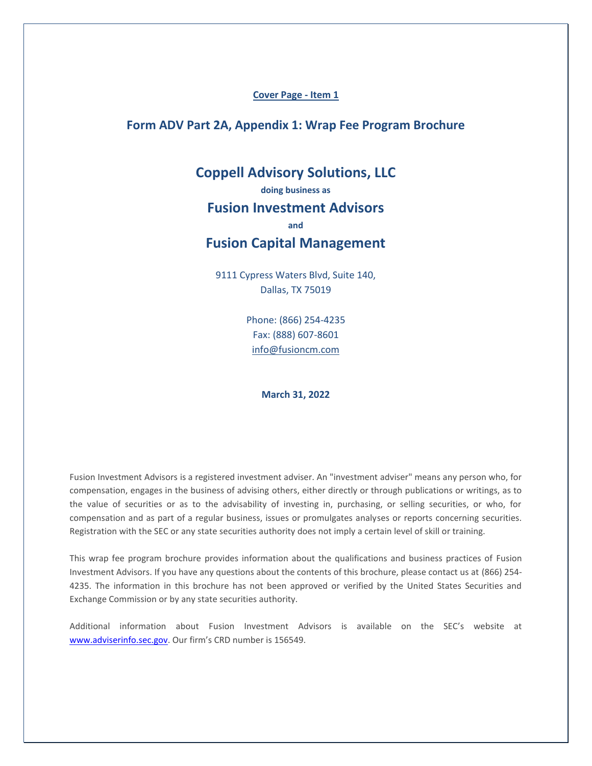**Cover Page - Item 1**

## Form ADV Part 2A, Appendix 1: Wrap Fee Program Brochure

# Coppell Advisory Solutions, LLC

**doing business as**

# Fusion Investment Advisors

**and**

# Fusion Capital Management

9111 Cypress Waters Blvd, Suite 140,
Dallas, TX 75019

Phone: (866) 254-4235
Fax: (888) 607-8601
info@fusioncm.com

**March 31, 2022**

Fusion Investment Advisors is a registered investment adviser. An "investment adviser" means any person who, for compensation, engages in the business of advising others, either directly or through publications or writings, as to the value of securities or as to the advisability of investing in, purchasing, or selling securities, or who, for compensation and as part of a regular business, issues or promulgates analyses or reports concerning securities. Registration with the SEC or any state securities authority does not imply a certain level of skill or training.

This wrap fee program brochure provides information about the qualifications and business practices of Fusion Investment Advisors. If you have any questions about the contents of this brochure, please contact us at (866) 254-4235. The information in this brochure has not been approved or verified by the United States Securities and Exchange Commission or by any state securities authority.

Additional information about Fusion Investment Advisors is available on the SEC's website at www.adviserinfo.sec.gov. Our firm's CRD number is 156549.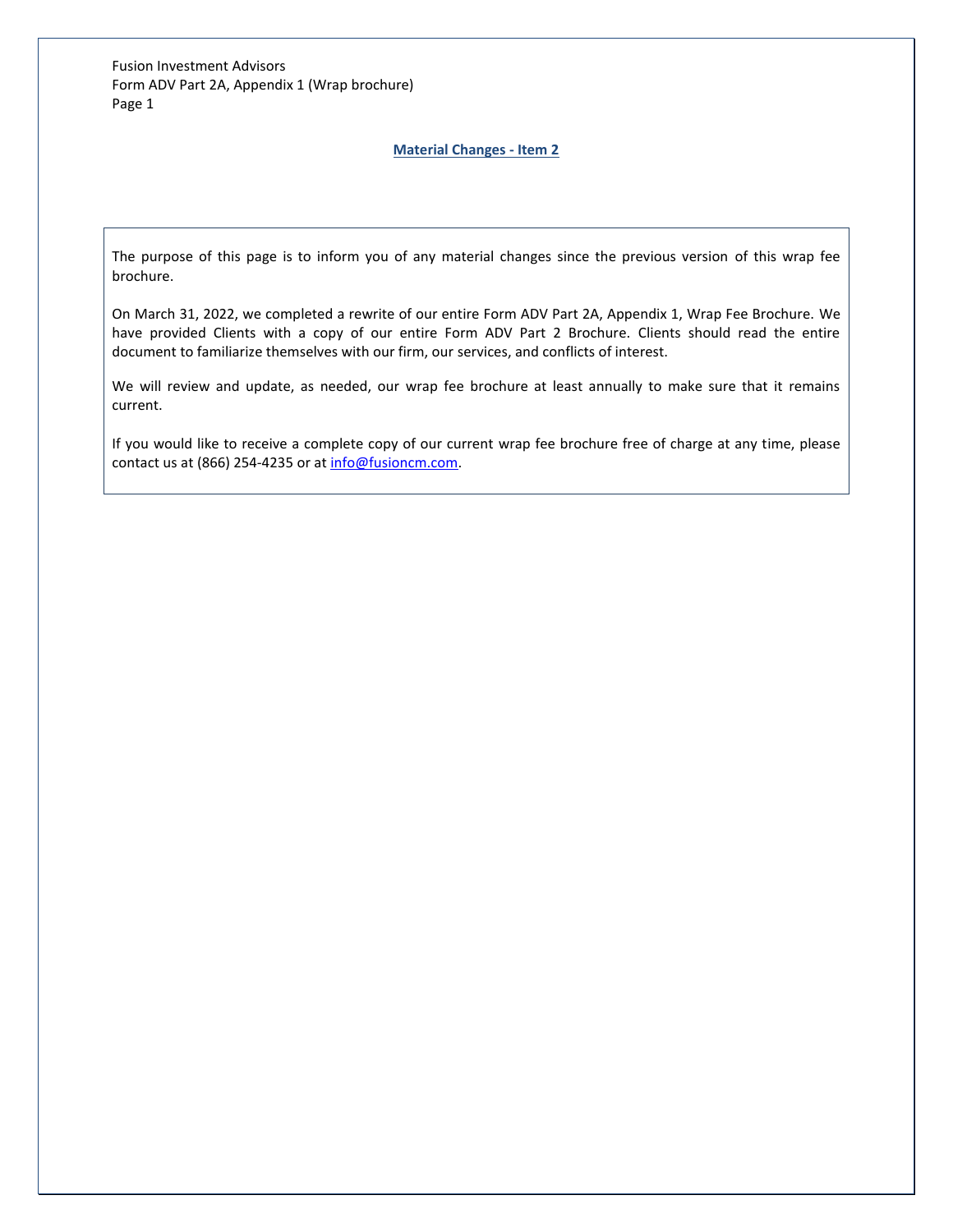## Material Changes - Item 2

The purpose of this page is to inform you of any material changes since the previous version of this wrap fee brochure.

On March 31, 2022, we completed a rewrite of our entire Form ADV Part 2A, Appendix 1, Wrap Fee Brochure. We have provided Clients with a copy of our entire Form ADV Part 2 Brochure. Clients should read the entire document to familiarize themselves with our firm, our services, and conflicts of interest.

We will review and update, as needed, our wrap fee brochure at least annually to make sure that it remains current.

If you would like to receive a complete copy of our current wrap fee brochure free of charge at any time, please contact us at (866) 254-4235 or at info@fusioncm.com.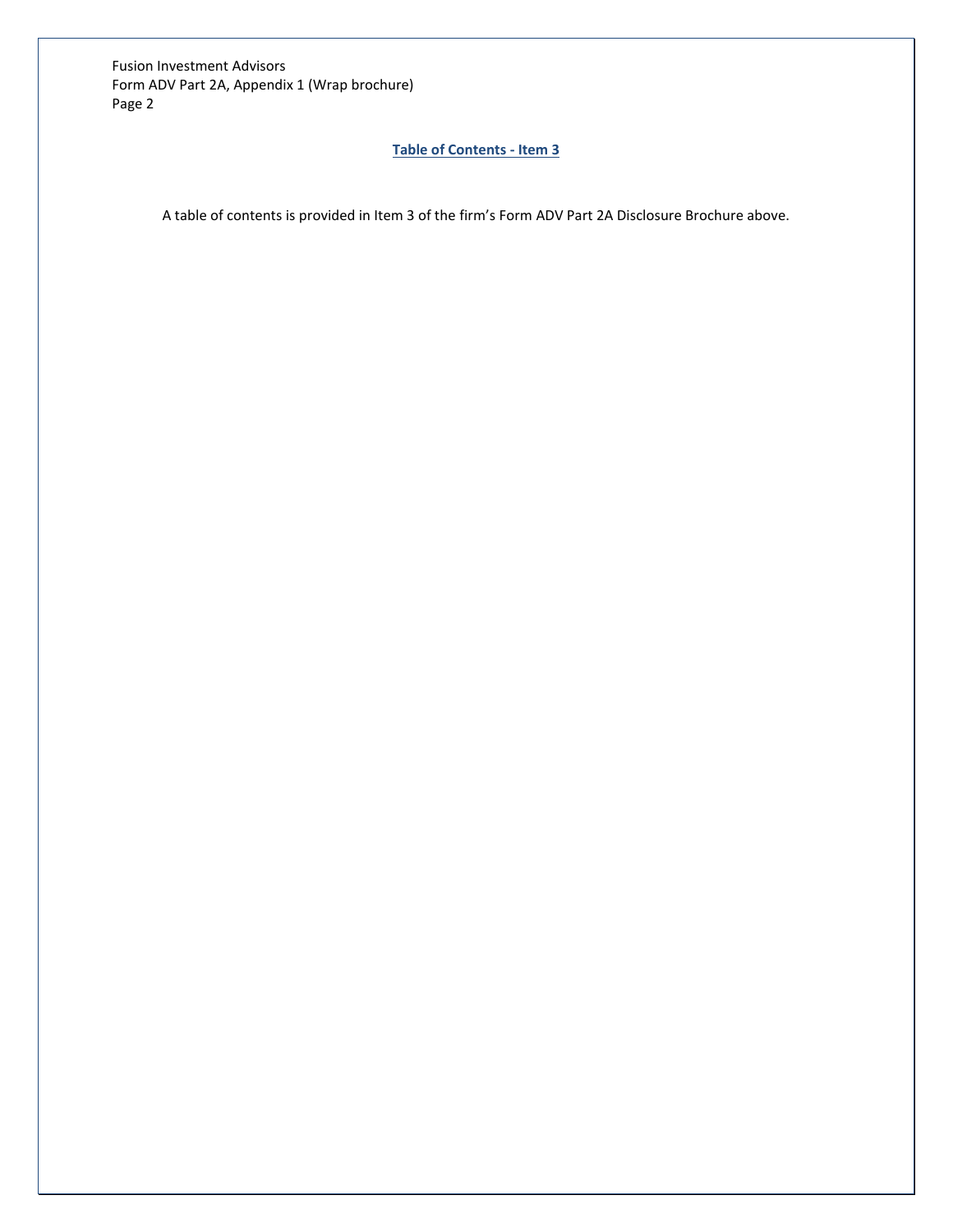## Table of Contents - Item 3

A table of contents is provided in Item 3 of the firm's Form ADV Part 2A Disclosure Brochure above.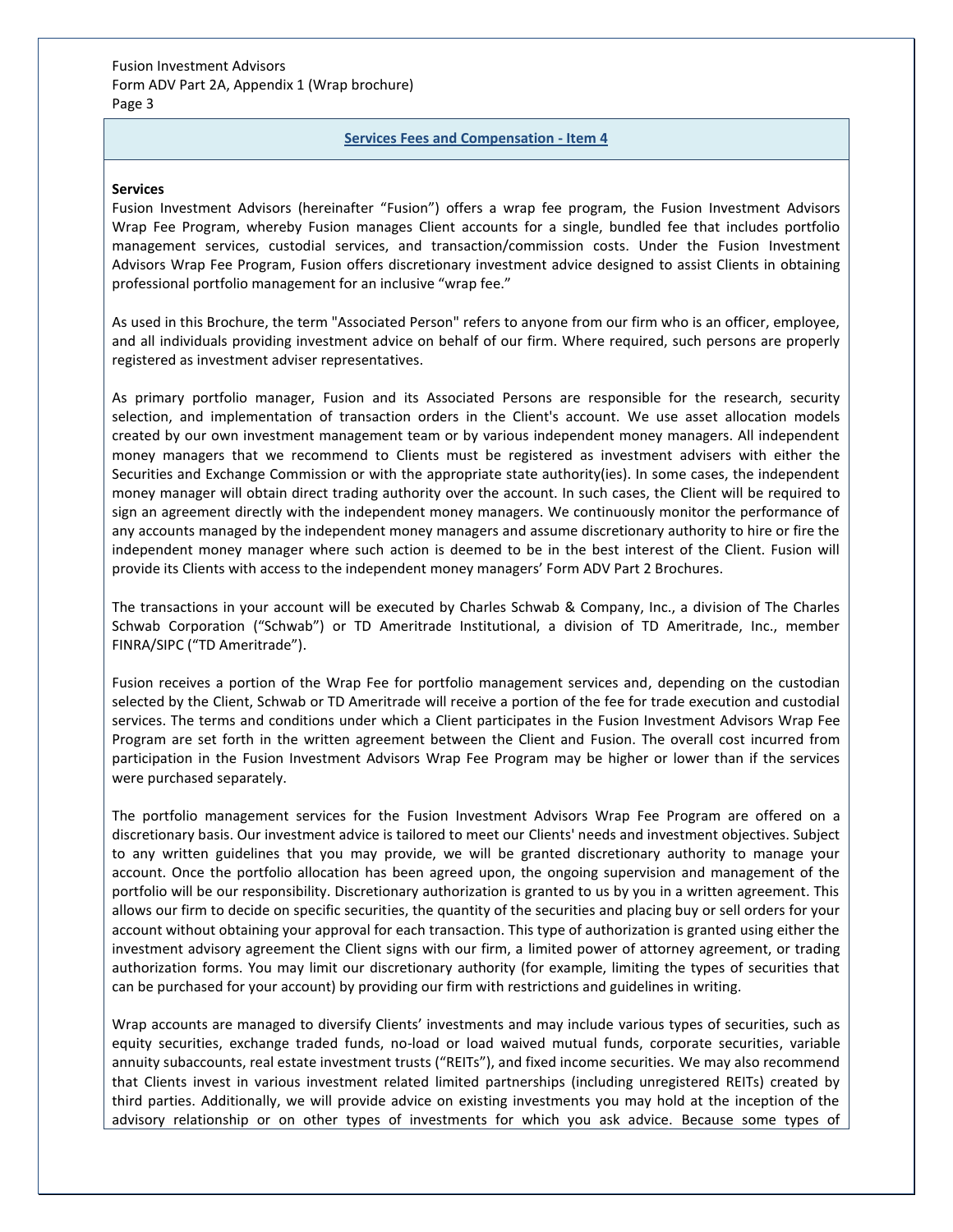## Services Fees and Compensation - Item 4

**Services**

Fusion Investment Advisors (hereinafter "Fusion") offers a wrap fee program, the Fusion Investment Advisors Wrap Fee Program, whereby Fusion manages Client accounts for a single, bundled fee that includes portfolio management services, custodial services, and transaction/commission costs. Under the Fusion Investment Advisors Wrap Fee Program, Fusion offers discretionary investment advice designed to assist Clients in obtaining professional portfolio management for an inclusive "wrap fee."

As used in this Brochure, the term "Associated Person" refers to anyone from our firm who is an officer, employee, and all individuals providing investment advice on behalf of our firm. Where required, such persons are properly registered as investment adviser representatives.

As primary portfolio manager, Fusion and its Associated Persons are responsible for the research, security selection, and implementation of transaction orders in the Client's account. We use asset allocation models created by our own investment management team or by various independent money managers. All independent money managers that we recommend to Clients must be registered as investment advisers with either the Securities and Exchange Commission or with the appropriate state authority(ies). In some cases, the independent money manager will obtain direct trading authority over the account. In such cases, the Client will be required to sign an agreement directly with the independent money managers. We continuously monitor the performance of any accounts managed by the independent money managers and assume discretionary authority to hire or fire the independent money manager where such action is deemed to be in the best interest of the Client. Fusion will provide its Clients with access to the independent money managers' Form ADV Part 2 Brochures.

The transactions in your account will be executed by Charles Schwab & Company, Inc., a division of The Charles Schwab Corporation ("Schwab") or TD Ameritrade Institutional, a division of TD Ameritrade, Inc., member FINRA/SIPC ("TD Ameritrade").

Fusion receives a portion of the Wrap Fee for portfolio management services and, depending on the custodian selected by the Client, Schwab or TD Ameritrade will receive a portion of the fee for trade execution and custodial services. The terms and conditions under which a Client participates in the Fusion Investment Advisors Wrap Fee Program are set forth in the written agreement between the Client and Fusion. The overall cost incurred from participation in the Fusion Investment Advisors Wrap Fee Program may be higher or lower than if the services were purchased separately.

The portfolio management services for the Fusion Investment Advisors Wrap Fee Program are offered on a discretionary basis. Our investment advice is tailored to meet our Clients' needs and investment objectives. Subject to any written guidelines that you may provide, we will be granted discretionary authority to manage your account. Once the portfolio allocation has been agreed upon, the ongoing supervision and management of the portfolio will be our responsibility. Discretionary authorization is granted to us by you in a written agreement. This allows our firm to decide on specific securities, the quantity of the securities and placing buy or sell orders for your account without obtaining your approval for each transaction. This type of authorization is granted using either the investment advisory agreement the Client signs with our firm, a limited power of attorney agreement, or trading authorization forms. You may limit our discretionary authority (for example, limiting the types of securities that can be purchased for your account) by providing our firm with restrictions and guidelines in writing.

Wrap accounts are managed to diversify Clients' investments and may include various types of securities, such as equity securities, exchange traded funds, no-load or load waived mutual funds, corporate securities, variable annuity subaccounts, real estate investment trusts ("REITs"), and fixed income securities. We may also recommend that Clients invest in various investment related limited partnerships (including unregistered REITs) created by third parties. Additionally, we will provide advice on existing investments you may hold at the inception of the advisory relationship or on other types of investments for which you ask advice. Because some types of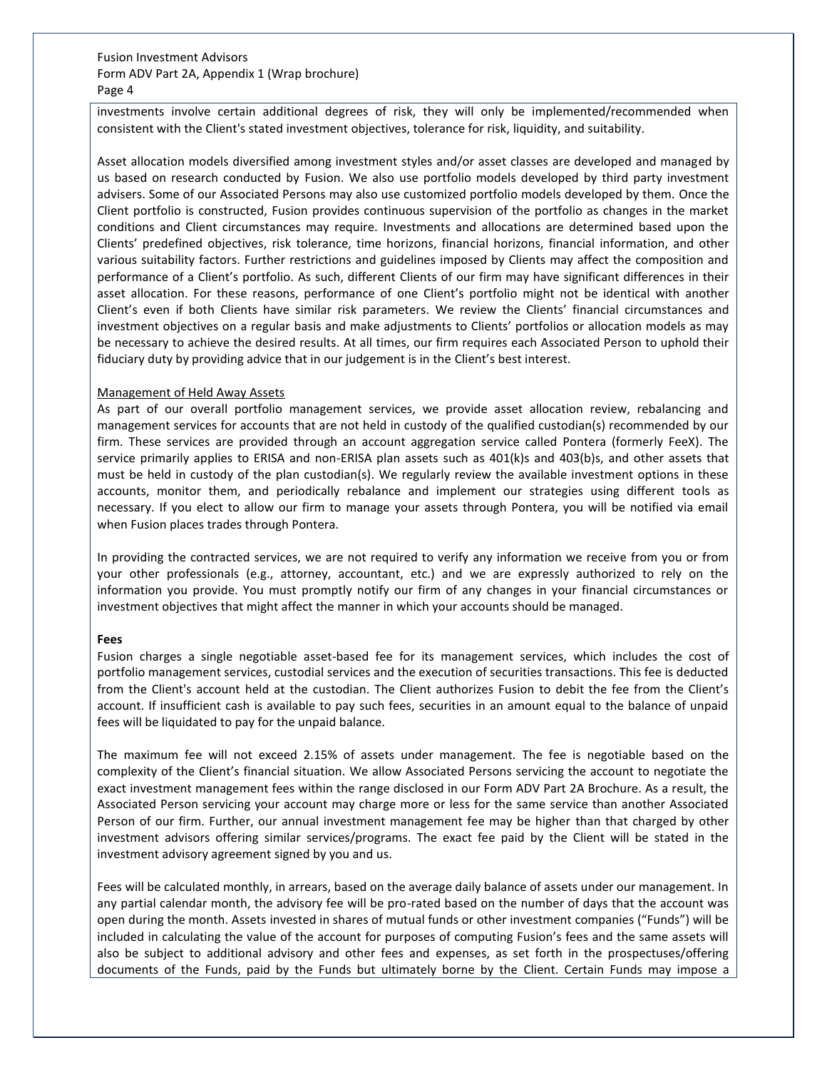investments involve certain additional degrees of risk, they will only be implemented/recommended when consistent with the Client's stated investment objectives, tolerance for risk, liquidity, and suitability.

Asset allocation models diversified among investment styles and/or asset classes are developed and managed by us based on research conducted by Fusion. We also use portfolio models developed by third party investment advisers. Some of our Associated Persons may also use customized portfolio models developed by them. Once the Client portfolio is constructed, Fusion provides continuous supervision of the portfolio as changes in the market conditions and Client circumstances may require. Investments and allocations are determined based upon the Clients' predefined objectives, risk tolerance, time horizons, financial horizons, financial information, and other various suitability factors. Further restrictions and guidelines imposed by Clients may affect the composition and performance of a Client's portfolio. As such, different Clients of our firm may have significant differences in their asset allocation. For these reasons, performance of one Client's portfolio might not be identical with another Client's even if both Clients have similar risk parameters. We review the Clients' financial circumstances and investment objectives on a regular basis and make adjustments to Clients' portfolios or allocation models as may be necessary to achieve the desired results. At all times, our firm requires each Associated Person to uphold their fiduciary duty by providing advice that in our judgement is in the Client's best interest.

Management of Held Away Assets

As part of our overall portfolio management services, we provide asset allocation review, rebalancing and management services for accounts that are not held in custody of the qualified custodian(s) recommended by our firm. These services are provided through an account aggregation service called Pontera (formerly FeeX). The service primarily applies to ERISA and non-ERISA plan assets such as 401(k)s and 403(b)s, and other assets that must be held in custody of the plan custodian(s). We regularly review the available investment options in these accounts, monitor them, and periodically rebalance and implement our strategies using different tools as necessary. If you elect to allow our firm to manage your assets through Pontera, you will be notified via email when Fusion places trades through Pontera.

In providing the contracted services, we are not required to verify any information we receive from you or from your other professionals (e.g., attorney, accountant, etc.) and we are expressly authorized to rely on the information you provide. You must promptly notify our firm of any changes in your financial circumstances or investment objectives that might affect the manner in which your accounts should be managed.

**Fees**

Fusion charges a single negotiable asset-based fee for its management services, which includes the cost of portfolio management services, custodial services and the execution of securities transactions. This fee is deducted from the Client's account held at the custodian. The Client authorizes Fusion to debit the fee from the Client's account. If insufficient cash is available to pay such fees, securities in an amount equal to the balance of unpaid fees will be liquidated to pay for the unpaid balance.

The maximum fee will not exceed 2.15% of assets under management. The fee is negotiable based on the complexity of the Client's financial situation. We allow Associated Persons servicing the account to negotiate the exact investment management fees within the range disclosed in our Form ADV Part 2A Brochure. As a result, the Associated Person servicing your account may charge more or less for the same service than another Associated Person of our firm. Further, our annual investment management fee may be higher than that charged by other investment advisors offering similar services/programs. The exact fee paid by the Client will be stated in the investment advisory agreement signed by you and us.

Fees will be calculated monthly, in arrears, based on the average daily balance of assets under our management. In any partial calendar month, the advisory fee will be pro-rated based on the number of days that the account was open during the month. Assets invested in shares of mutual funds or other investment companies ("Funds") will be included in calculating the value of the account for purposes of computing Fusion's fees and the same assets will also be subject to additional advisory and other fees and expenses, as set forth in the prospectuses/offering documents of the Funds, paid by the Funds but ultimately borne by the Client. Certain Funds may impose a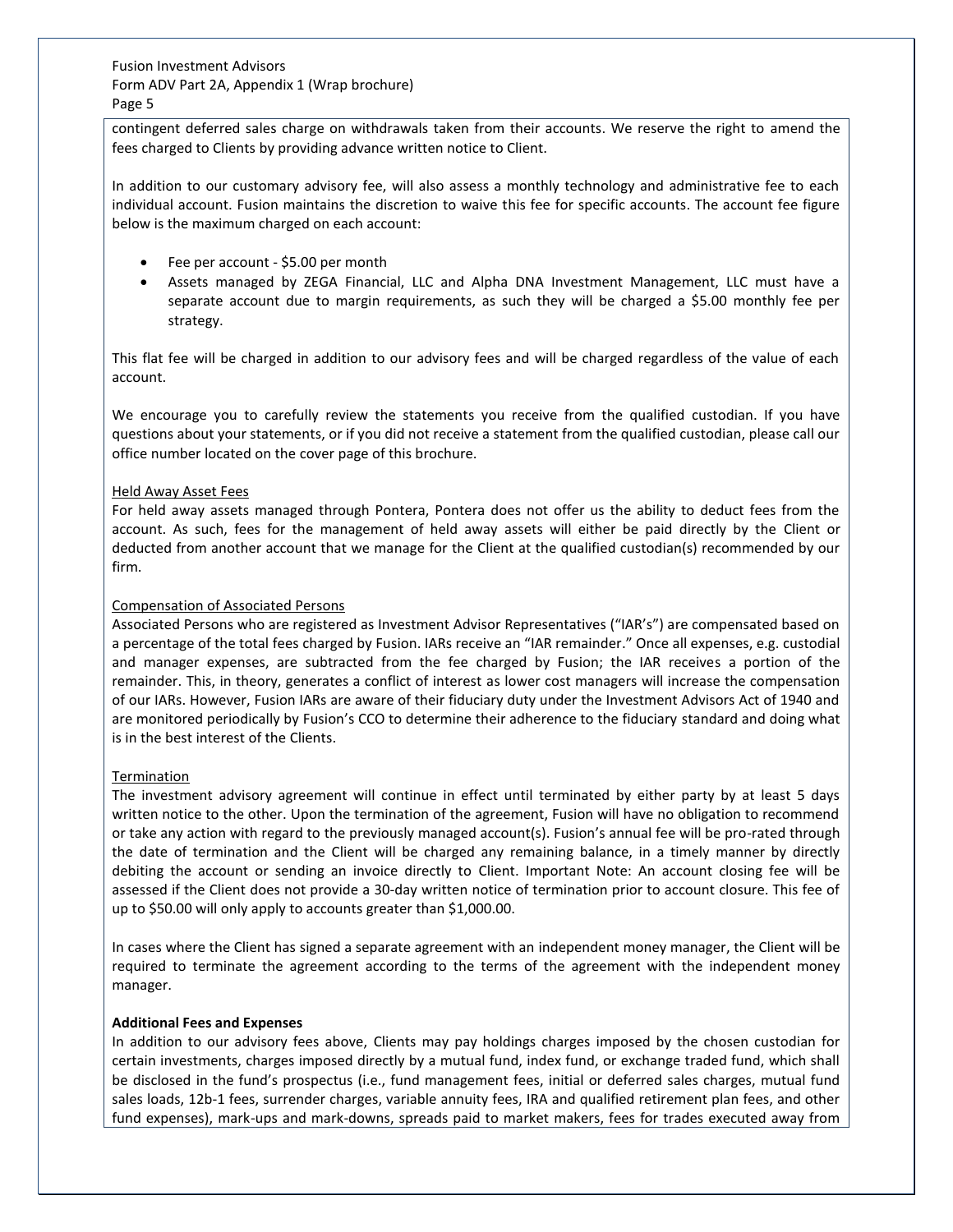contingent deferred sales charge on withdrawals taken from their accounts. We reserve the right to amend the fees charged to Clients by providing advance written notice to Client.

In addition to our customary advisory fee, will also assess a monthly technology and administrative fee to each individual account. Fusion maintains the discretion to waive this fee for specific accounts. The account fee figure below is the maximum charged on each account:

- Fee per account - $5.00 per month
- Assets managed by ZEGA Financial, LLC and Alpha DNA Investment Management, LLC must have a separate account due to margin requirements, as such they will be charged a $5.00 monthly fee per strategy.

This flat fee will be charged in addition to our advisory fees and will be charged regardless of the value of each account.

We encourage you to carefully review the statements you receive from the qualified custodian. If you have questions about your statements, or if you did not receive a statement from the qualified custodian, please call our office number located on the cover page of this brochure.

Held Away Asset Fees

For held away assets managed through Pontera, Pontera does not offer us the ability to deduct fees from the account. As such, fees for the management of held away assets will either be paid directly by the Client or deducted from another account that we manage for the Client at the qualified custodian(s) recommended by our firm.

Compensation of Associated Persons

Associated Persons who are registered as Investment Advisor Representatives ("IAR's") are compensated based on a percentage of the total fees charged by Fusion. IARs receive an "IAR remainder." Once all expenses, e.g. custodial and manager expenses, are subtracted from the fee charged by Fusion; the IAR receives a portion of the remainder. This, in theory, generates a conflict of interest as lower cost managers will increase the compensation of our IARs. However, Fusion IARs are aware of their fiduciary duty under the Investment Advisors Act of 1940 and are monitored periodically by Fusion's CCO to determine their adherence to the fiduciary standard and doing what is in the best interest of the Clients.

Termination

The investment advisory agreement will continue in effect until terminated by either party by at least 5 days written notice to the other. Upon the termination of the agreement, Fusion will have no obligation to recommend or take any action with regard to the previously managed account(s). Fusion's annual fee will be pro-rated through the date of termination and the Client will be charged any remaining balance, in a timely manner by directly debiting the account or sending an invoice directly to Client. Important Note: An account closing fee will be assessed if the Client does not provide a 30-day written notice of termination prior to account closure. This fee of up to $50.00 will only apply to accounts greater than $1,000.00.

In cases where the Client has signed a separate agreement with an independent money manager, the Client will be required to terminate the agreement according to the terms of the agreement with the independent money manager.

**Additional Fees and Expenses**

In addition to our advisory fees above, Clients may pay holdings charges imposed by the chosen custodian for certain investments, charges imposed directly by a mutual fund, index fund, or exchange traded fund, which shall be disclosed in the fund's prospectus (i.e., fund management fees, initial or deferred sales charges, mutual fund sales loads, 12b-1 fees, surrender charges, variable annuity fees, IRA and qualified retirement plan fees, and other fund expenses), mark-ups and mark-downs, spreads paid to market makers, fees for trades executed away from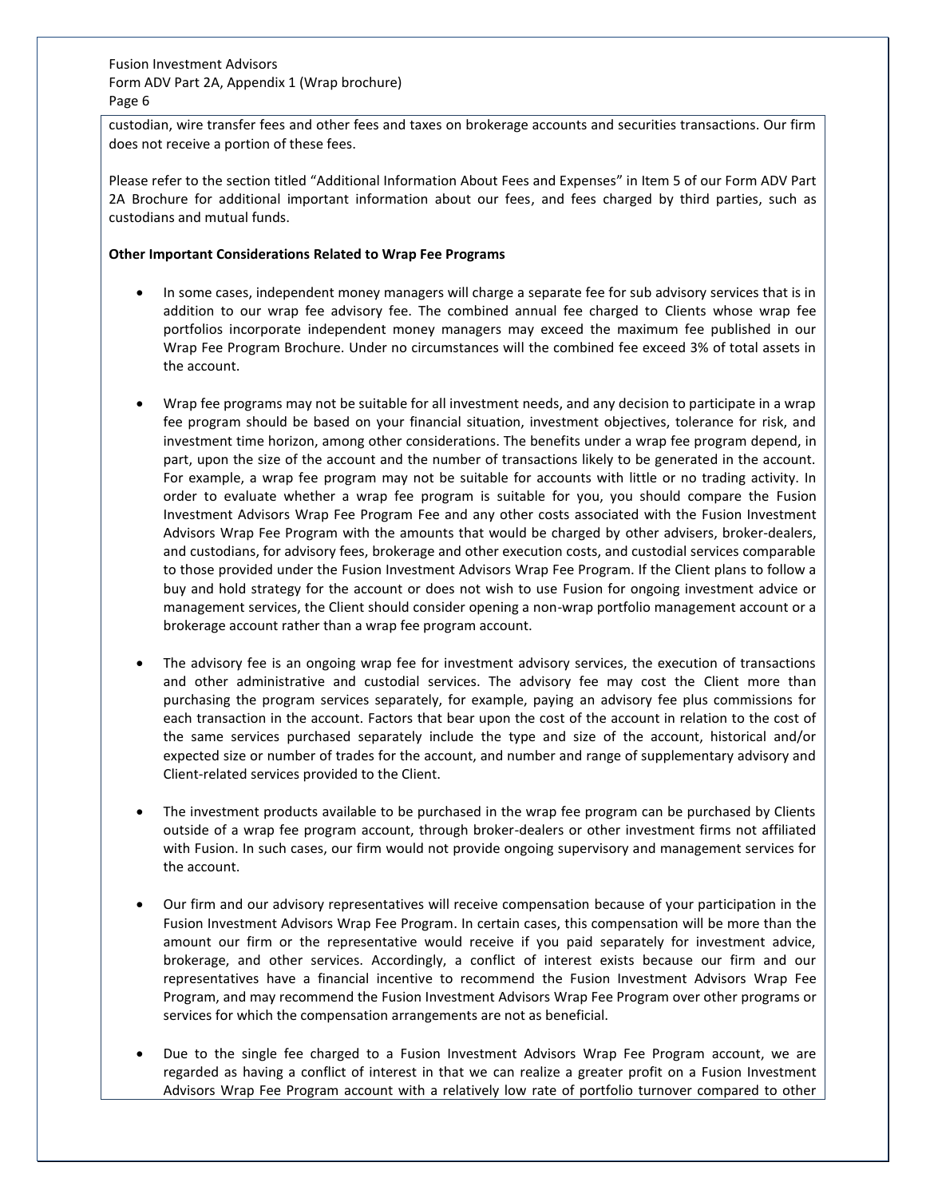custodian, wire transfer fees and other fees and taxes on brokerage accounts and securities transactions. Our firm does not receive a portion of these fees.

Please refer to the section titled "Additional Information About Fees and Expenses" in Item 5 of our Form ADV Part 2A Brochure for additional important information about our fees, and fees charged by third parties, such as custodians and mutual funds.

**Other Important Considerations Related to Wrap Fee Programs**

- In some cases, independent money managers will charge a separate fee for sub advisory services that is in addition to our wrap fee advisory fee. The combined annual fee charged to Clients whose wrap fee portfolios incorporate independent money managers may exceed the maximum fee published in our Wrap Fee Program Brochure. Under no circumstances will the combined fee exceed 3% of total assets in the account.

- Wrap fee programs may not be suitable for all investment needs, and any decision to participate in a wrap fee program should be based on your financial situation, investment objectives, tolerance for risk, and investment time horizon, among other considerations. The benefits under a wrap fee program depend, in part, upon the size of the account and the number of transactions likely to be generated in the account. For example, a wrap fee program may not be suitable for accounts with little or no trading activity. In order to evaluate whether a wrap fee program is suitable for you, you should compare the Fusion Investment Advisors Wrap Fee Program Fee and any other costs associated with the Fusion Investment Advisors Wrap Fee Program with the amounts that would be charged by other advisers, broker-dealers, and custodians, for advisory fees, brokerage and other execution costs, and custodial services comparable to those provided under the Fusion Investment Advisors Wrap Fee Program. If the Client plans to follow a buy and hold strategy for the account or does not wish to use Fusion for ongoing investment advice or management services, the Client should consider opening a non-wrap portfolio management account or a brokerage account rather than a wrap fee program account.

- The advisory fee is an ongoing wrap fee for investment advisory services, the execution of transactions and other administrative and custodial services. The advisory fee may cost the Client more than purchasing the program services separately, for example, paying an advisory fee plus commissions for each transaction in the account. Factors that bear upon the cost of the account in relation to the cost of the same services purchased separately include the type and size of the account, historical and/or expected size or number of trades for the account, and number and range of supplementary advisory and Client-related services provided to the Client.

- The investment products available to be purchased in the wrap fee program can be purchased by Clients outside of a wrap fee program account, through broker-dealers or other investment firms not affiliated with Fusion. In such cases, our firm would not provide ongoing supervisory and management services for the account.

- Our firm and our advisory representatives will receive compensation because of your participation in the Fusion Investment Advisors Wrap Fee Program. In certain cases, this compensation will be more than the amount our firm or the representative would receive if you paid separately for investment advice, brokerage, and other services. Accordingly, a conflict of interest exists because our firm and our representatives have a financial incentive to recommend the Fusion Investment Advisors Wrap Fee Program, and may recommend the Fusion Investment Advisors Wrap Fee Program over other programs or services for which the compensation arrangements are not as beneficial.

- Due to the single fee charged to a Fusion Investment Advisors Wrap Fee Program account, we are regarded as having a conflict of interest in that we can realize a greater profit on a Fusion Investment Advisors Wrap Fee Program account with a relatively low rate of portfolio turnover compared to other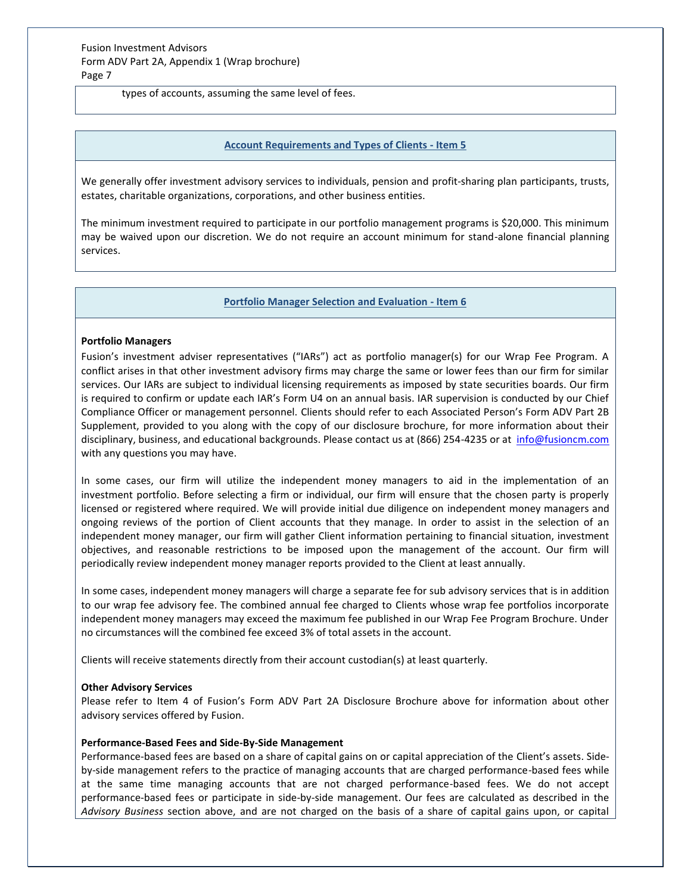types of accounts, assuming the same level of fees.

## Account Requirements and Types of Clients - Item 5

We generally offer investment advisory services to individuals, pension and profit-sharing plan participants, trusts, estates, charitable organizations, corporations, and other business entities.

The minimum investment required to participate in our portfolio management programs is $20,000. This minimum may be waived upon our discretion. We do not require an account minimum for stand-alone financial planning services.

## Portfolio Manager Selection and Evaluation - Item 6

**Portfolio Managers**

Fusion's investment adviser representatives ("IARs") act as portfolio manager(s) for our Wrap Fee Program. A conflict arises in that other investment advisory firms may charge the same or lower fees than our firm for similar services. Our IARs are subject to individual licensing requirements as imposed by state securities boards. Our firm is required to confirm or update each IAR's Form U4 on an annual basis. IAR supervision is conducted by our Chief Compliance Officer or management personnel. Clients should refer to each Associated Person's Form ADV Part 2B Supplement, provided to you along with the copy of our disclosure brochure, for more information about their disciplinary, business, and educational backgrounds. Please contact us at (866) 254-4235 or at info@fusioncm.com with any questions you may have.

In some cases, our firm will utilize the independent money managers to aid in the implementation of an investment portfolio. Before selecting a firm or individual, our firm will ensure that the chosen party is properly licensed or registered where required. We will provide initial due diligence on independent money managers and ongoing reviews of the portion of Client accounts that they manage. In order to assist in the selection of an independent money manager, our firm will gather Client information pertaining to financial situation, investment objectives, and reasonable restrictions to be imposed upon the management of the account. Our firm will periodically review independent money manager reports provided to the Client at least annually.

In some cases, independent money managers will charge a separate fee for sub advisory services that is in addition to our wrap fee advisory fee. The combined annual fee charged to Clients whose wrap fee portfolios incorporate independent money managers may exceed the maximum fee published in our Wrap Fee Program Brochure. Under no circumstances will the combined fee exceed 3% of total assets in the account.

Clients will receive statements directly from their account custodian(s) at least quarterly.

**Other Advisory Services**

Please refer to Item 4 of Fusion's Form ADV Part 2A Disclosure Brochure above for information about other advisory services offered by Fusion.

**Performance-Based Fees and Side-By-Side Management**

Performance-based fees are based on a share of capital gains on or capital appreciation of the Client's assets. Side-by-side management refers to the practice of managing accounts that are charged performance-based fees while at the same time managing accounts that are not charged performance-based fees. We do not accept performance-based fees or participate in side-by-side management. Our fees are calculated as described in the *Advisory Business* section above, and are not charged on the basis of a share of capital gains upon, or capital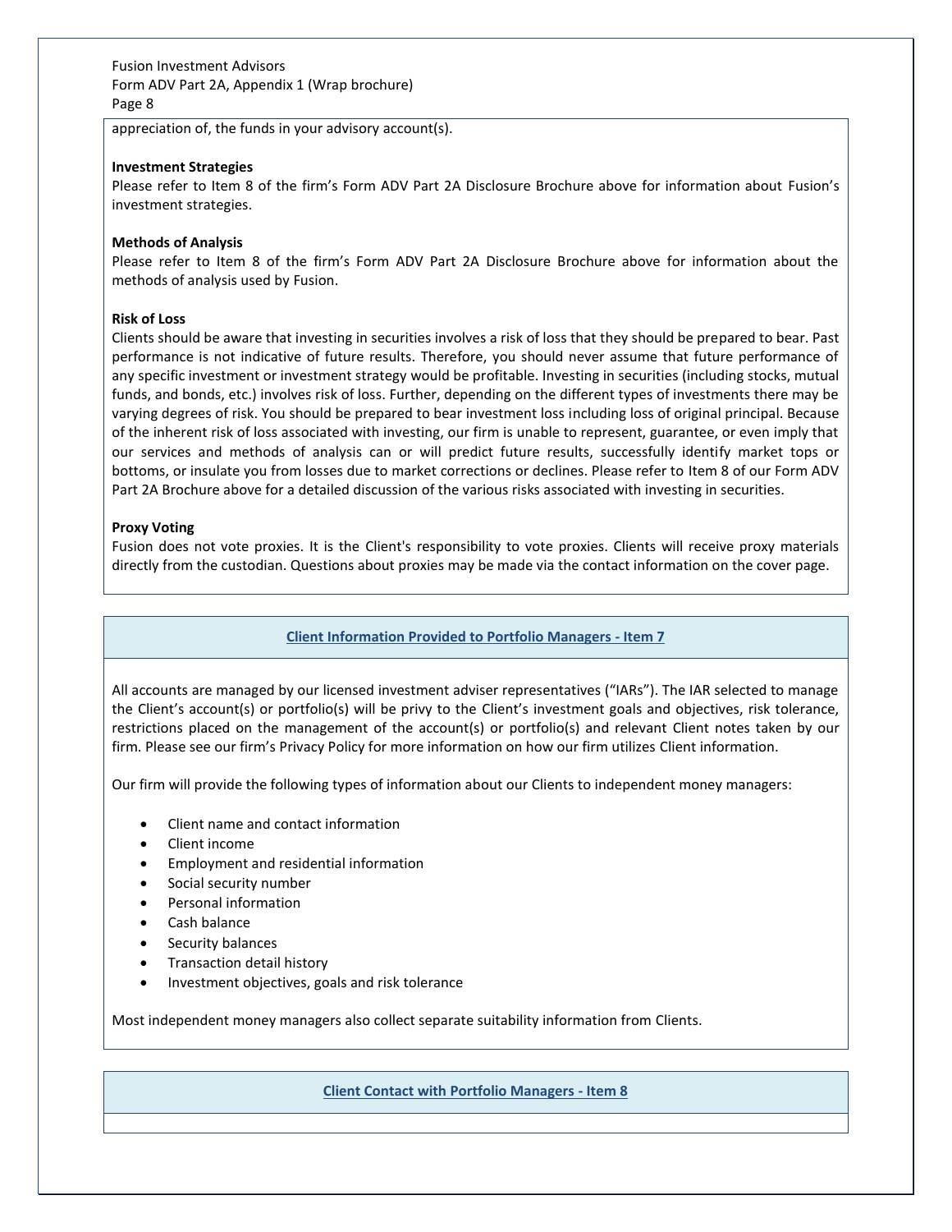appreciation of, the funds in your advisory account(s).

**Investment Strategies**

Please refer to Item 8 of the firm's Form ADV Part 2A Disclosure Brochure above for information about Fusion's investment strategies.

**Methods of Analysis**

Please refer to Item 8 of the firm's Form ADV Part 2A Disclosure Brochure above for information about the methods of analysis used by Fusion.

**Risk of Loss**

Clients should be aware that investing in securities involves a risk of loss that they should be prepared to bear. Past performance is not indicative of future results. Therefore, you should never assume that future performance of any specific investment or investment strategy would be profitable. Investing in securities (including stocks, mutual funds, and bonds, etc.) involves risk of loss. Further, depending on the different types of investments there may be varying degrees of risk. You should be prepared to bear investment loss including loss of original principal. Because of the inherent risk of loss associated with investing, our firm is unable to represent, guarantee, or even imply that our services and methods of analysis can or will predict future results, successfully identify market tops or bottoms, or insulate you from losses due to market corrections or declines. Please refer to Item 8 of our Form ADV Part 2A Brochure above for a detailed discussion of the various risks associated with investing in securities.

**Proxy Voting**

Fusion does not vote proxies. It is the Client's responsibility to vote proxies. Clients will receive proxy materials directly from the custodian. Questions about proxies may be made via the contact information on the cover page.

## Client Information Provided to Portfolio Managers - Item 7

All accounts are managed by our licensed investment adviser representatives ("IARs"). The IAR selected to manage the Client's account(s) or portfolio(s) will be privy to the Client's investment goals and objectives, risk tolerance, restrictions placed on the management of the account(s) or portfolio(s) and relevant Client notes taken by our firm. Please see our firm's Privacy Policy for more information on how our firm utilizes Client information.

Our firm will provide the following types of information about our Clients to independent money managers:

- Client name and contact information
- Client income
- Employment and residential information
- Social security number
- Personal information
- Cash balance
- Security balances
- Transaction detail history
- Investment objectives, goals and risk tolerance

Most independent money managers also collect separate suitability information from Clients.

## Client Contact with Portfolio Managers - Item 8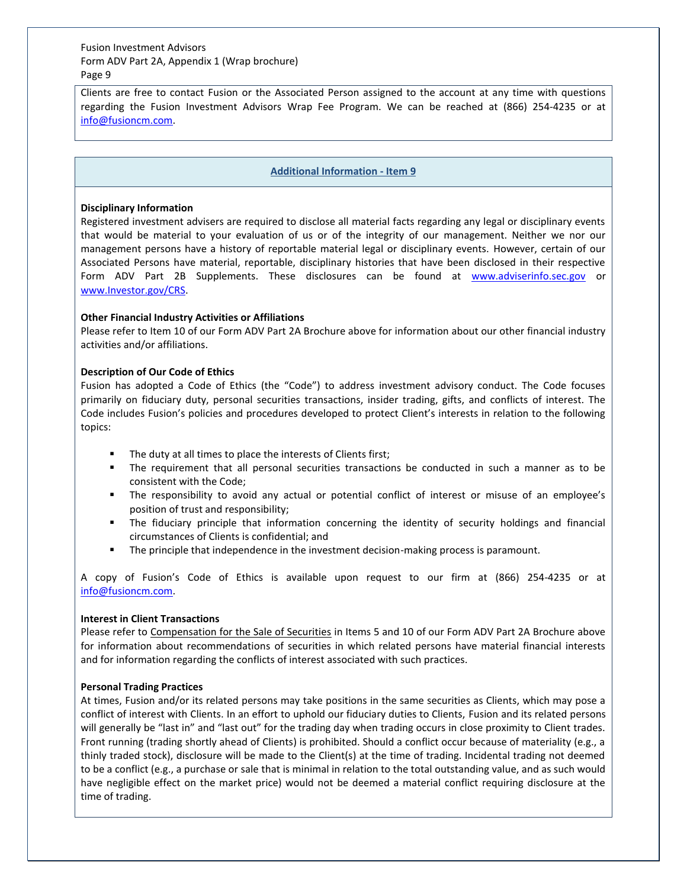Clients are free to contact Fusion or the Associated Person assigned to the account at any time with questions regarding the Fusion Investment Advisors Wrap Fee Program. We can be reached at (866) 254-4235 or at info@fusioncm.com.

## Additional Information - Item 9

**Disciplinary Information**

Registered investment advisers are required to disclose all material facts regarding any legal or disciplinary events that would be material to your evaluation of us or of the integrity of our management. Neither we nor our management persons have a history of reportable material legal or disciplinary events. However, certain of our Associated Persons have material, reportable, disciplinary histories that have been disclosed in their respective Form ADV Part 2B Supplements. These disclosures can be found at www.adviserinfo.sec.gov or www.Investor.gov/CRS.

**Other Financial Industry Activities or Affiliations**

Please refer to Item 10 of our Form ADV Part 2A Brochure above for information about our other financial industry activities and/or affiliations.

**Description of Our Code of Ethics**

Fusion has adopted a Code of Ethics (the "Code") to address investment advisory conduct. The Code focuses primarily on fiduciary duty, personal securities transactions, insider trading, gifts, and conflicts of interest. The Code includes Fusion's policies and procedures developed to protect Client's interests in relation to the following topics:

- The duty at all times to place the interests of Clients first;
- The requirement that all personal securities transactions be conducted in such a manner as to be consistent with the Code;
- The responsibility to avoid any actual or potential conflict of interest or misuse of an employee's position of trust and responsibility;
- The fiduciary principle that information concerning the identity of security holdings and financial circumstances of Clients is confidential; and
- The principle that independence in the investment decision-making process is paramount.

A copy of Fusion's Code of Ethics is available upon request to our firm at (866) 254-4235 or at info@fusioncm.com.

**Interest in Client Transactions**

Please refer to Compensation for the Sale of Securities in Items 5 and 10 of our Form ADV Part 2A Brochure above for information about recommendations of securities in which related persons have material financial interests and for information regarding the conflicts of interest associated with such practices.

**Personal Trading Practices**

At times, Fusion and/or its related persons may take positions in the same securities as Clients, which may pose a conflict of interest with Clients. In an effort to uphold our fiduciary duties to Clients, Fusion and its related persons will generally be "last in" and "last out" for the trading day when trading occurs in close proximity to Client trades. Front running (trading shortly ahead of Clients) is prohibited. Should a conflict occur because of materiality (e.g., a thinly traded stock), disclosure will be made to the Client(s) at the time of trading. Incidental trading not deemed to be a conflict (e.g., a purchase or sale that is minimal in relation to the total outstanding value, and as such would have negligible effect on the market price) would not be deemed a material conflict requiring disclosure at the time of trading.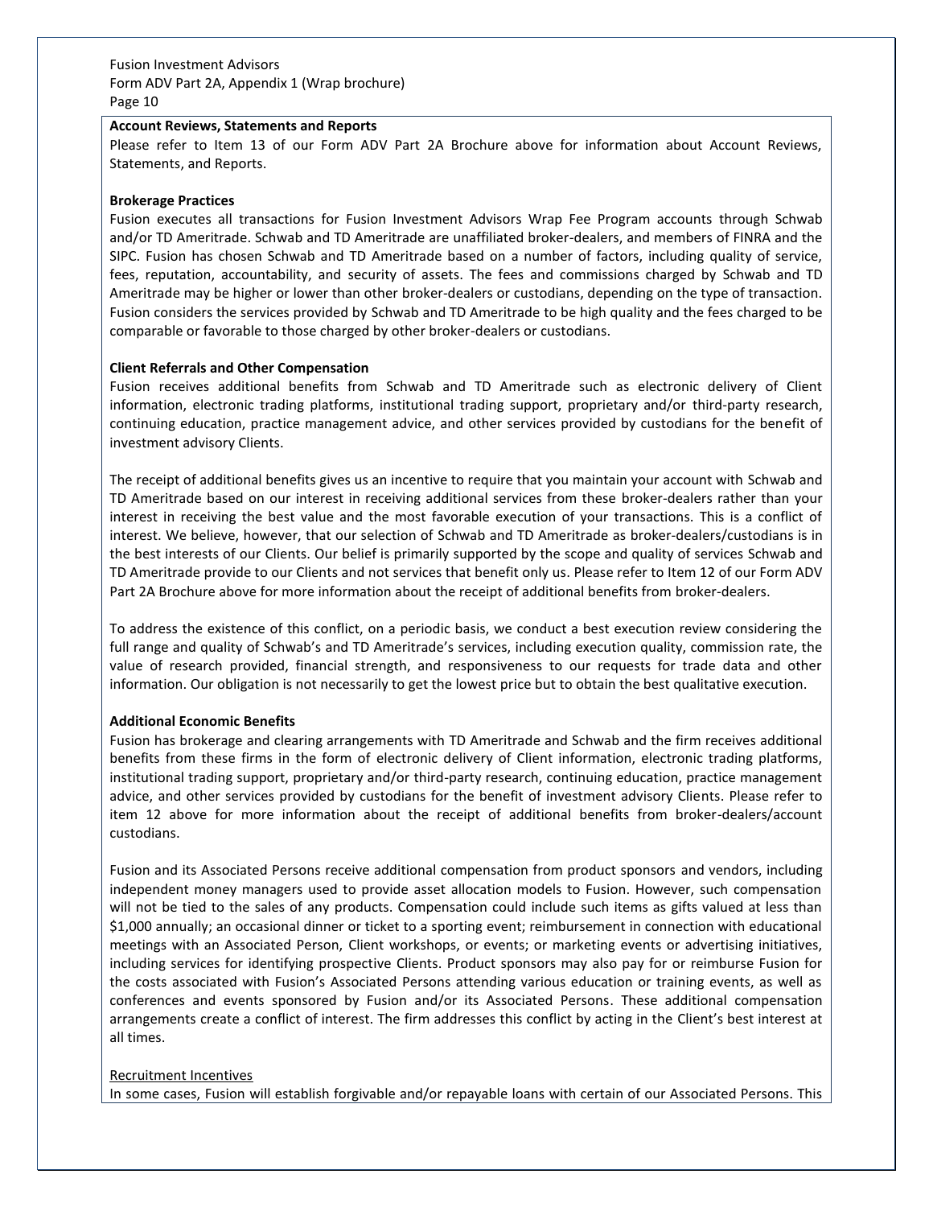**Account Reviews, Statements and Reports**

Please refer to Item 13 of our Form ADV Part 2A Brochure above for information about Account Reviews, Statements, and Reports.

**Brokerage Practices**

Fusion executes all transactions for Fusion Investment Advisors Wrap Fee Program accounts through Schwab and/or TD Ameritrade. Schwab and TD Ameritrade are unaffiliated broker-dealers, and members of FINRA and the SIPC. Fusion has chosen Schwab and TD Ameritrade based on a number of factors, including quality of service, fees, reputation, accountability, and security of assets. The fees and commissions charged by Schwab and TD Ameritrade may be higher or lower than other broker-dealers or custodians, depending on the type of transaction. Fusion considers the services provided by Schwab and TD Ameritrade to be high quality and the fees charged to be comparable or favorable to those charged by other broker-dealers or custodians.

**Client Referrals and Other Compensation**

Fusion receives additional benefits from Schwab and TD Ameritrade such as electronic delivery of Client information, electronic trading platforms, institutional trading support, proprietary and/or third-party research, continuing education, practice management advice, and other services provided by custodians for the benefit of investment advisory Clients.

The receipt of additional benefits gives us an incentive to require that you maintain your account with Schwab and TD Ameritrade based on our interest in receiving additional services from these broker-dealers rather than your interest in receiving the best value and the most favorable execution of your transactions. This is a conflict of interest. We believe, however, that our selection of Schwab and TD Ameritrade as broker-dealers/custodians is in the best interests of our Clients. Our belief is primarily supported by the scope and quality of services Schwab and TD Ameritrade provide to our Clients and not services that benefit only us. Please refer to Item 12 of our Form ADV Part 2A Brochure above for more information about the receipt of additional benefits from broker-dealers.

To address the existence of this conflict, on a periodic basis, we conduct a best execution review considering the full range and quality of Schwab's and TD Ameritrade's services, including execution quality, commission rate, the value of research provided, financial strength, and responsiveness to our requests for trade data and other information. Our obligation is not necessarily to get the lowest price but to obtain the best qualitative execution.

**Additional Economic Benefits**

Fusion has brokerage and clearing arrangements with TD Ameritrade and Schwab and the firm receives additional benefits from these firms in the form of electronic delivery of Client information, electronic trading platforms, institutional trading support, proprietary and/or third-party research, continuing education, practice management advice, and other services provided by custodians for the benefit of investment advisory Clients. Please refer to item 12 above for more information about the receipt of additional benefits from broker-dealers/account custodians.

Fusion and its Associated Persons receive additional compensation from product sponsors and vendors, including independent money managers used to provide asset allocation models to Fusion. However, such compensation will not be tied to the sales of any products. Compensation could include such items as gifts valued at less than $1,000 annually; an occasional dinner or ticket to a sporting event; reimbursement in connection with educational meetings with an Associated Person, Client workshops, or events; or marketing events or advertising initiatives, including services for identifying prospective Clients. Product sponsors may also pay for or reimburse Fusion for the costs associated with Fusion's Associated Persons attending various education or training events, as well as conferences and events sponsored by Fusion and/or its Associated Persons. These additional compensation arrangements create a conflict of interest. The firm addresses this conflict by acting in the Client's best interest at all times.

<u>Recruitment Incentives</u>

In some cases, Fusion will establish forgivable and/or repayable loans with certain of our Associated Persons. This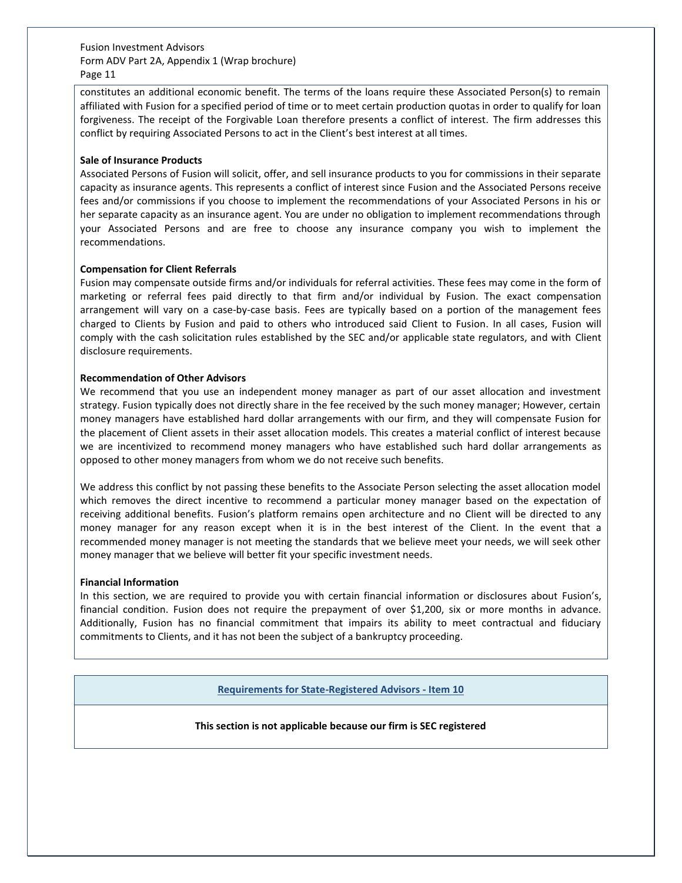constitutes an additional economic benefit. The terms of the loans require these Associated Person(s) to remain affiliated with Fusion for a specified period of time or to meet certain production quotas in order to qualify for loan forgiveness. The receipt of the Forgivable Loan therefore presents a conflict of interest. The firm addresses this conflict by requiring Associated Persons to act in the Client's best interest at all times.

**Sale of Insurance Products**

Associated Persons of Fusion will solicit, offer, and sell insurance products to you for commissions in their separate capacity as insurance agents. This represents a conflict of interest since Fusion and the Associated Persons receive fees and/or commissions if you choose to implement the recommendations of your Associated Persons in his or her separate capacity as an insurance agent. You are under no obligation to implement recommendations through your Associated Persons and are free to choose any insurance company you wish to implement the recommendations.

**Compensation for Client Referrals**

Fusion may compensate outside firms and/or individuals for referral activities. These fees may come in the form of marketing or referral fees paid directly to that firm and/or individual by Fusion. The exact compensation arrangement will vary on a case-by-case basis. Fees are typically based on a portion of the management fees charged to Clients by Fusion and paid to others who introduced said Client to Fusion. In all cases, Fusion will comply with the cash solicitation rules established by the SEC and/or applicable state regulators, and with Client disclosure requirements.

**Recommendation of Other Advisors**

We recommend that you use an independent money manager as part of our asset allocation and investment strategy. Fusion typically does not directly share in the fee received by the such money manager; However, certain money managers have established hard dollar arrangements with our firm, and they will compensate Fusion for the placement of Client assets in their asset allocation models. This creates a material conflict of interest because we are incentivized to recommend money managers who have established such hard dollar arrangements as opposed to other money managers from whom we do not receive such benefits.

We address this conflict by not passing these benefits to the Associate Person selecting the asset allocation model which removes the direct incentive to recommend a particular money manager based on the expectation of receiving additional benefits. Fusion's platform remains open architecture and no Client will be directed to any money manager for any reason except when it is in the best interest of the Client. In the event that a recommended money manager is not meeting the standards that we believe meet your needs, we will seek other money manager that we believe will better fit your specific investment needs.

**Financial Information**

In this section, we are required to provide you with certain financial information or disclosures about Fusion's, financial condition. Fusion does not require the prepayment of over $1,200, six or more months in advance. Additionally, Fusion has no financial commitment that impairs its ability to meet contractual and fiduciary commitments to Clients, and it has not been the subject of a bankruptcy proceeding.

## Requirements for State-Registered Advisors - Item 10

**This section is not applicable because our firm is SEC registered**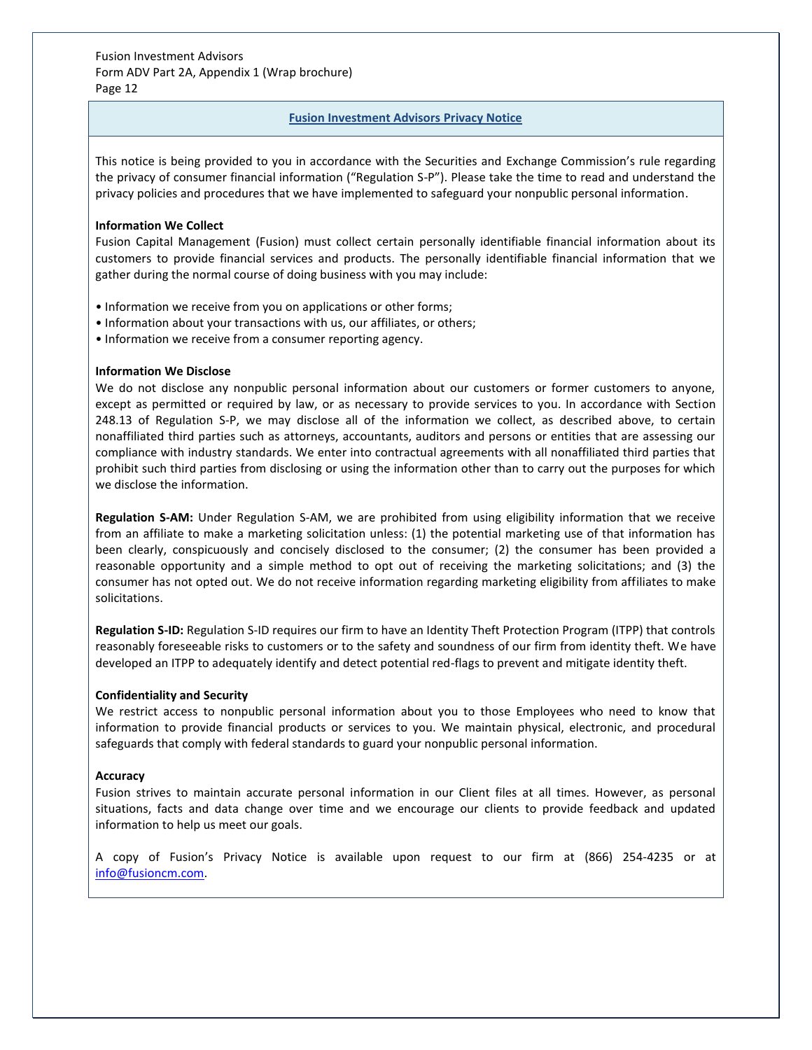## Fusion Investment Advisors Privacy Notice

This notice is being provided to you in accordance with the Securities and Exchange Commission's rule regarding the privacy of consumer financial information ("Regulation S-P"). Please take the time to read and understand the privacy policies and procedures that we have implemented to safeguard your nonpublic personal information.

**Information We Collect**

Fusion Capital Management (Fusion) must collect certain personally identifiable financial information about its customers to provide financial services and products. The personally identifiable financial information that we gather during the normal course of doing business with you may include:

- Information we receive from you on applications or other forms;
- Information about your transactions with us, our affiliates, or others;
- Information we receive from a consumer reporting agency.

**Information We Disclose**

We do not disclose any nonpublic personal information about our customers or former customers to anyone, except as permitted or required by law, or as necessary to provide services to you. In accordance with Section 248.13 of Regulation S-P, we may disclose all of the information we collect, as described above, to certain nonaffiliated third parties such as attorneys, accountants, auditors and persons or entities that are assessing our compliance with industry standards. We enter into contractual agreements with all nonaffiliated third parties that prohibit such third parties from disclosing or using the information other than to carry out the purposes for which we disclose the information.

**Regulation S-AM:** Under Regulation S-AM, we are prohibited from using eligibility information that we receive from an affiliate to make a marketing solicitation unless: (1) the potential marketing use of that information has been clearly, conspicuously and concisely disclosed to the consumer; (2) the consumer has been provided a reasonable opportunity and a simple method to opt out of receiving the marketing solicitations; and (3) the consumer has not opted out. We do not receive information regarding marketing eligibility from affiliates to make solicitations.

**Regulation S-ID:** Regulation S-ID requires our firm to have an Identity Theft Protection Program (ITPP) that controls reasonably foreseeable risks to customers or to the safety and soundness of our firm from identity theft. We have developed an ITPP to adequately identify and detect potential red-flags to prevent and mitigate identity theft.

**Confidentiality and Security**

We restrict access to nonpublic personal information about you to those Employees who need to know that information to provide financial products or services to you. We maintain physical, electronic, and procedural safeguards that comply with federal standards to guard your nonpublic personal information.

**Accuracy**

Fusion strives to maintain accurate personal information in our Client files at all times. However, as personal situations, facts and data change over time and we encourage our clients to provide feedback and updated information to help us meet our goals.

A copy of Fusion's Privacy Notice is available upon request to our firm at (866) 254-4235 or at info@fusioncm.com.